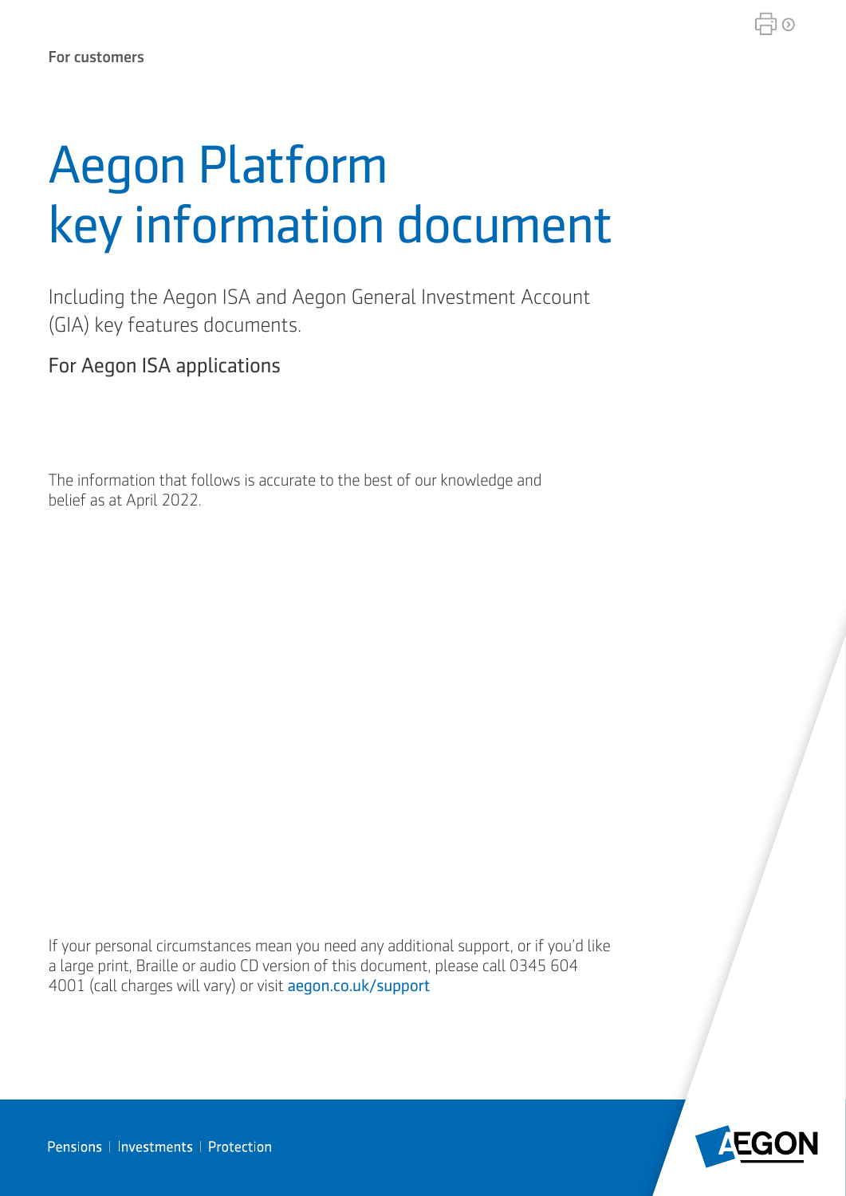For customers

# Aegon Platform key information document

Including the Aegon ISA and Aegon General Investment Account (GIA) key features documents.

For Aegon ISA applications

The information that follows is accurate to the best of our knowledge and belief as at April 2022.

If your personal circumstances mean you need any additional support, or if you'd like a large print, Braille or audio CD version of this document, please call 0345 604 4001 (call charges will vary) or visit aegon.co.uk/support

Pensions | Investments | Protection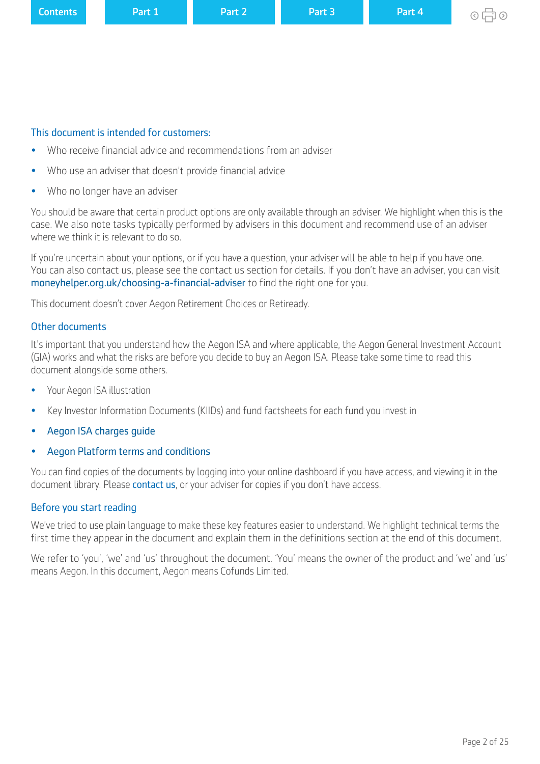## This document is intended for customers:

- Who receive financial advice and recommendations from an adviser
- Who use an adviser that doesn't provide financial advice
- Who no longer have an adviser

You should be aware that certain product options are only available through an adviser. We highlight when this is the case. We also note tasks typically performed by advisers in this document and recommend use of an adviser where we think it is relevant to do so.

If you're uncertain about your options, or if you have a question, your adviser will be able to help if you have one. You can also contact us, please see the contact us section for details. If you don't have an adviser, you can visit moneyhelper.org.uk/choosing-a-financial-adviser to find the right one for you.

This document doesn't cover Aegon Retirement Choices or Retiready.

## Other documents

It's important that you understand how the Aegon ISA and where applicable, the Aegon General Investment Account (GIA) works and what the risks are before you decide to buy an Aegon ISA. Please take some time to read this document alongside some others.

- Your Aegon ISA illustration
- Key Investor Information Documents (KIIDs) and fund factsheets for each fund you invest in
- Aegon ISA charges guide
- Aegon Platform terms and conditions

You can find copies of the documents by logging into your online dashboard if you have access, and viewing it in the document library. Please contact us, or your adviser for copies if you don't have access.

## Before you start reading

We've tried to use plain language to make these key features easier to understand. We highlight technical terms the first time they appear in the document and explain them in the definitions section at the end of this document.

We refer to 'you', 'we' and 'us' throughout the document. 'You' means the owner of the product and 'we' and 'us' means Aegon. In this document, Aegon means Cofunds Limited.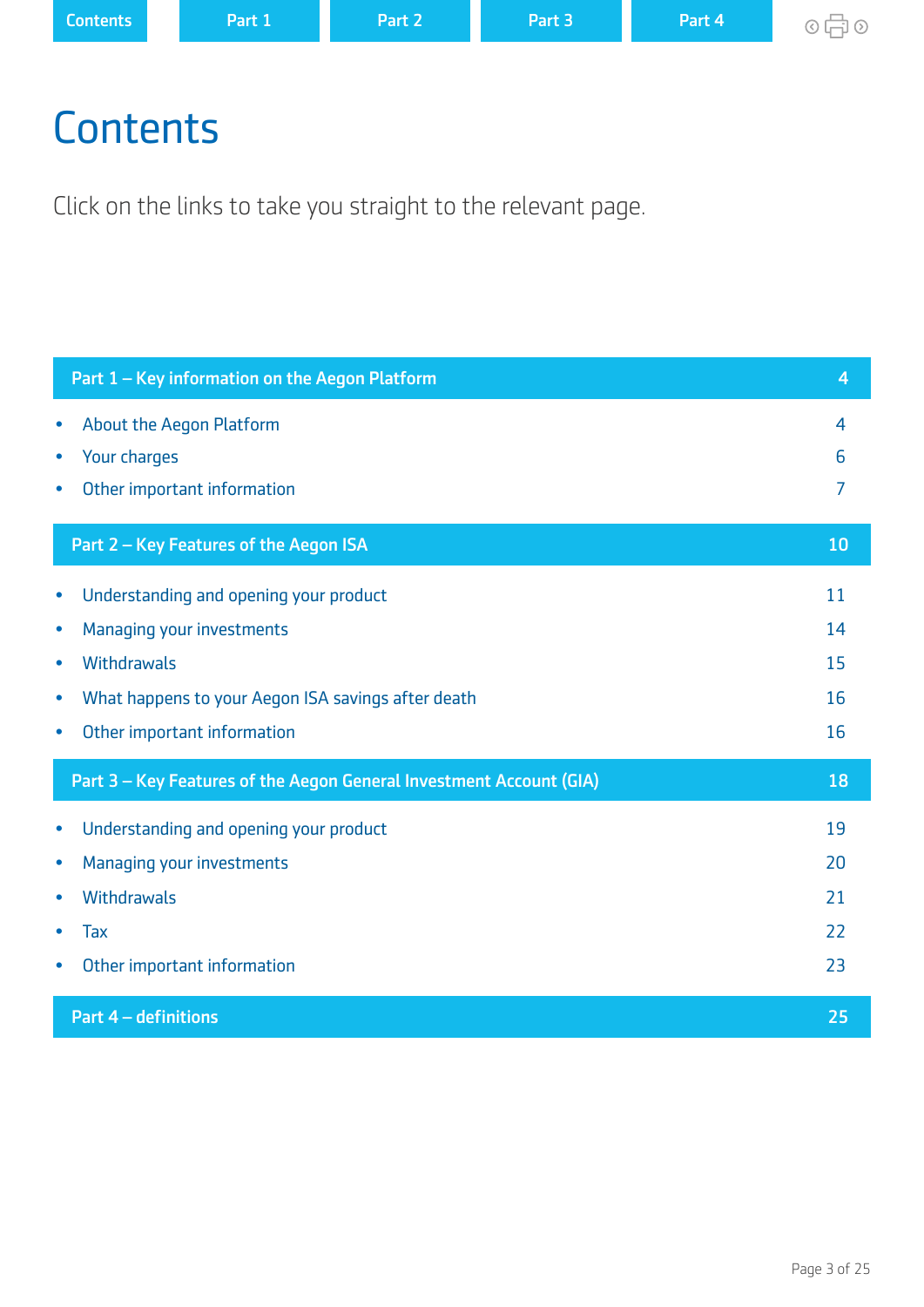# Contents

Click on the links to take you straight to the relevant page.

| Part 1 – Key information on the Aegon Platform | 4 |
|---|---|
| • About the Aegon Platform | 4 |
| • Your charges | 6 |
| • Other important information | 7 |
| **Part 2 – Key Features of the Aegon ISA** | **10** |
| • Understanding and opening your product | 11 |
| • Managing your investments | 14 |
| • Withdrawals | 15 |
| • What happens to your Aegon ISA savings after death | 16 |
| • Other important information | 16 |
| **Part 3 – Key Features of the Aegon General Investment Account (GIA)** | **18** |
| • Understanding and opening your product | 19 |
| • Managing your investments | 20 |
| • Withdrawals | 21 |
| • Tax | 22 |
| • Other important information | 23 |
| **Part 4 – definitions** | **25** |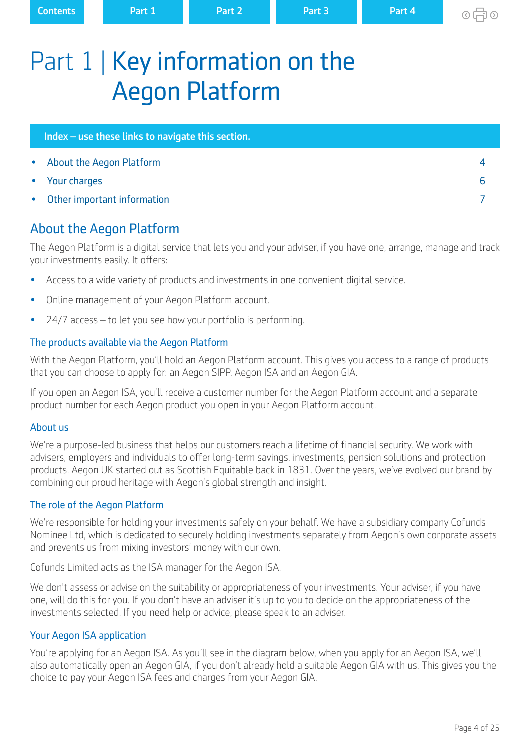# Part 1 | Key information on the Aegon Platform

**Index – use these links to navigate this section.**

- About the Aegon Platform 4
- Your charges 6
- Other important information 7

## About the Aegon Platform

The Aegon Platform is a digital service that lets you and your adviser, if you have one, arrange, manage and track your investments easily. It offers:

- Access to a wide variety of products and investments in one convenient digital service.
- Online management of your Aegon Platform account.
- 24/7 access – to let you see how your portfolio is performing.

### The products available via the Aegon Platform

With the Aegon Platform, you'll hold an Aegon Platform account. This gives you access to a range of products that you can choose to apply for: an Aegon SIPP, Aegon ISA and an Aegon GIA.

If you open an Aegon ISA, you'll receive a customer number for the Aegon Platform account and a separate product number for each Aegon product you open in your Aegon Platform account.

### About us

We're a purpose-led business that helps our customers reach a lifetime of financial security. We work with advisers, employers and individuals to offer long-term savings, investments, pension solutions and protection products. Aegon UK started out as Scottish Equitable back in 1831. Over the years, we've evolved our brand by combining our proud heritage with Aegon's global strength and insight.

### The role of the Aegon Platform

We're responsible for holding your investments safely on your behalf. We have a subsidiary company Cofunds Nominee Ltd, which is dedicated to securely holding investments separately from Aegon's own corporate assets and prevents us from mixing investors' money with our own.

Cofunds Limited acts as the ISA manager for the Aegon ISA.

We don't assess or advise on the suitability or appropriateness of your investments. Your adviser, if you have one, will do this for you. If you don't have an adviser it's up to you to decide on the appropriateness of the investments selected. If you need help or advice, please speak to an adviser.

### Your Aegon ISA application

You're applying for an Aegon ISA. As you'll see in the diagram below, when you apply for an Aegon ISA, we'll also automatically open an Aegon GIA, if you don't already hold a suitable Aegon GIA with us. This gives you the choice to pay your Aegon ISA fees and charges from your Aegon GIA.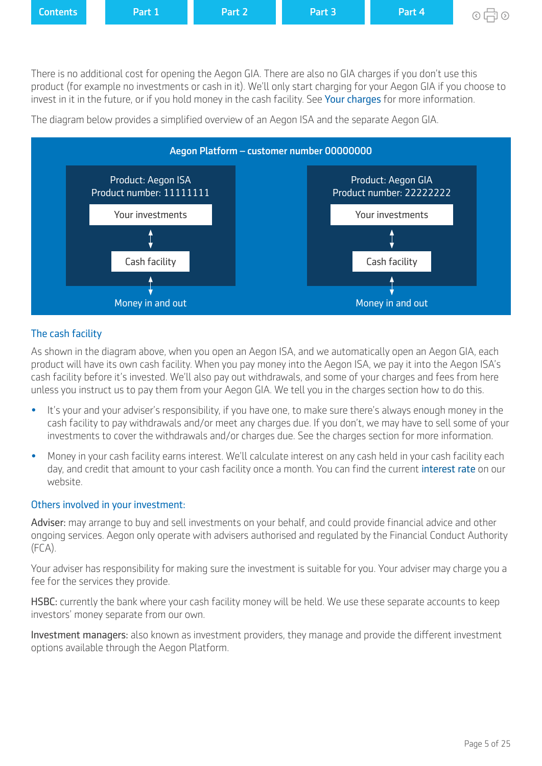There is no additional cost for opening the Aegon GIA. There are also no GIA charges if you don't use this product (for example no investments or cash in it). We'll only start charging for your Aegon GIA if you choose to invest in it in the future, or if you hold money in the cash facility. See Your charges for more information.

The diagram below provides a simplified overview of an Aegon ISA and the separate Aegon GIA.

**Aegon Platform – customer number 00000000**

| Product: Aegon ISA<br>Product number: 11111111 | Product: Aegon GIA<br>Product number: 22222222 |
|---|---|
| Your investments | Your investments |
| ↕ | ↕ |
| Cash facility | Cash facility |
| ↕ | ↕ |
| Money in and out | Money in and out |

### The cash facility

As shown in the diagram above, when you open an Aegon ISA, and we automatically open an Aegon GIA, each product will have its own cash facility. When you pay money into the Aegon ISA, we pay it into the Aegon ISA's cash facility before it's invested. We'll also pay out withdrawals, and some of your charges and fees from here unless you instruct us to pay them from your Aegon GIA. We tell you in the charges section how to do this.

- It's your and your adviser's responsibility, if you have one, to make sure there's always enough money in the cash facility to pay withdrawals and/or meet any charges due. If you don't, we may have to sell some of your investments to cover the withdrawals and/or charges due. See the charges section for more information.
- Money in your cash facility earns interest. We'll calculate interest on any cash held in your cash facility each day, and credit that amount to your cash facility once a month. You can find the current interest rate on our website.

### Others involved in your investment:

Adviser: may arrange to buy and sell investments on your behalf, and could provide financial advice and other ongoing services. Aegon only operate with advisers authorised and regulated by the Financial Conduct Authority (FCA).

Your adviser has responsibility for making sure the investment is suitable for you. Your adviser may charge you a fee for the services they provide.

HSBC: currently the bank where your cash facility money will be held. We use these separate accounts to keep investors' money separate from our own.

Investment managers: also known as investment providers, they manage and provide the different investment options available through the Aegon Platform.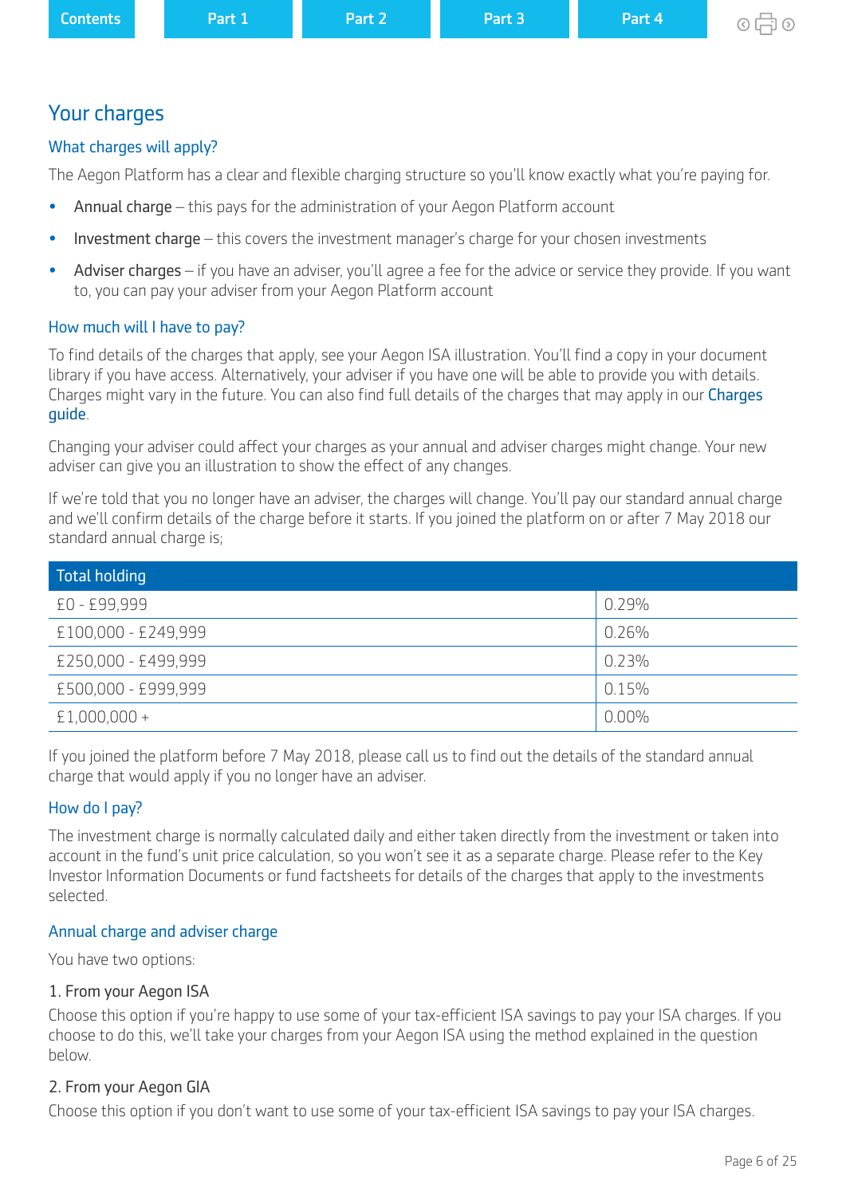## Your charges

### What charges will apply?

The Aegon Platform has a clear and flexible charging structure so you'll know exactly what you're paying for.

- Annual charge – this pays for the administration of your Aegon Platform account
- Investment charge – this covers the investment manager's charge for your chosen investments
- Adviser charges – if you have an adviser, you'll agree a fee for the advice or service they provide. If you want to, you can pay your adviser from your Aegon Platform account

### How much will I have to pay?

To find details of the charges that apply, see your Aegon ISA illustration. You'll find a copy in your document library if you have access. Alternatively, your adviser if you have one will be able to provide you with details. Charges might vary in the future. You can also find full details of the charges that may apply in our Charges guide.

Changing your adviser could affect your charges as your annual and adviser charges might change. Your new adviser can give you an illustration to show the effect of any changes.

If we're told that you no longer have an adviser, the charges will change. You'll pay our standard annual charge and we'll confirm details of the charge before it starts. If you joined the platform on or after 7 May 2018 our standard annual charge is;

| Total holding | |
|---|---|
| £0 - £99,999 | 0.29% |
| £100,000 - £249,999 | 0.26% |
| £250,000 - £499,999 | 0.23% |
| £500,000 - £999,999 | 0.15% |
| £1,000,000 + | 0.00% |

If you joined the platform before 7 May 2018, please call us to find out the details of the standard annual charge that would apply if you no longer have an adviser.

### How do I pay?

The investment charge is normally calculated daily and either taken directly from the investment or taken into account in the fund's unit price calculation, so you won't see it as a separate charge. Please refer to the Key Investor Information Documents or fund factsheets for details of the charges that apply to the investments selected.

### Annual charge and adviser charge

You have two options:

#### 1. From your Aegon ISA

Choose this option if you're happy to use some of your tax-efficient ISA savings to pay your ISA charges. If you choose to do this, we'll take your charges from your Aegon ISA using the method explained in the question below.

#### 2. From your Aegon GIA

Choose this option if you don't want to use some of your tax-efficient ISA savings to pay your ISA charges.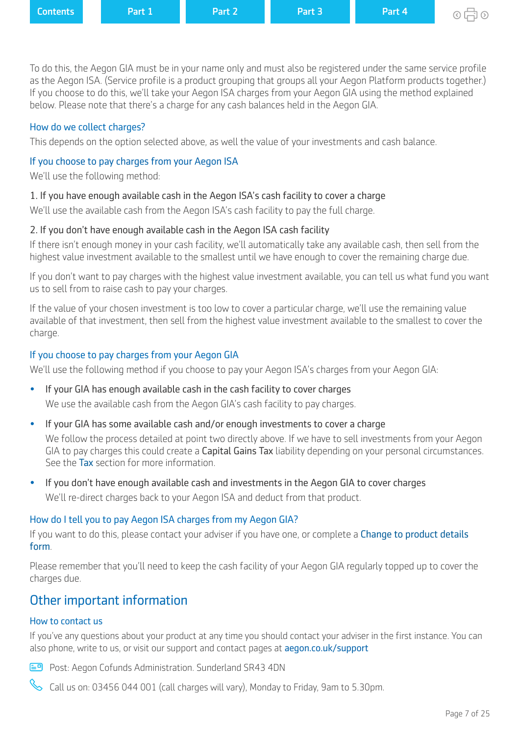To do this, the Aegon GIA must be in your name only and must also be registered under the same service profile as the Aegon ISA. (Service profile is a product grouping that groups all your Aegon Platform products together.) If you choose to do this, we'll take your Aegon ISA charges from your Aegon GIA using the method explained below. Please note that there's a charge for any cash balances held in the Aegon GIA.

### How do we collect charges?

This depends on the option selected above, as well the value of your investments and cash balance.

### If you choose to pay charges from your Aegon ISA

We'll use the following method:

1. If you have enough available cash in the Aegon ISA's cash facility to cover a charge

We'll use the available cash from the Aegon ISA's cash facility to pay the full charge.

2. If you don't have enough available cash in the Aegon ISA cash facility

If there isn't enough money in your cash facility, we'll automatically take any available cash, then sell from the highest value investment available to the smallest until we have enough to cover the remaining charge due.

If you don't want to pay charges with the highest value investment available, you can tell us what fund you want us to sell from to raise cash to pay your charges.

If the value of your chosen investment is too low to cover a particular charge, we'll use the remaining value available of that investment, then sell from the highest value investment available to the smallest to cover the charge.

### If you choose to pay charges from your Aegon GIA

We'll use the following method if you choose to pay your Aegon ISA's charges from your Aegon GIA:

- If your GIA has enough available cash in the cash facility to cover charges

  We use the available cash from the Aegon GIA's cash facility to pay charges.

- If your GIA has some available cash and/or enough investments to cover a charge

  We follow the process detailed at point two directly above. If we have to sell investments from your Aegon GIA to pay charges this could create a Capital Gains Tax liability depending on your personal circumstances. See the Tax section for more information.

- If you don't have enough available cash and investments in the Aegon GIA to cover charges

  We'll re-direct charges back to your Aegon ISA and deduct from that product.

### How do I tell you to pay Aegon ISA charges from my Aegon GIA?

If you want to do this, please contact your adviser if you have one, or complete a Change to product details form.

Please remember that you'll need to keep the cash facility of your Aegon GIA regularly topped up to cover the charges due.

## Other important information

### How to contact us

If you've any questions about your product at any time you should contact your adviser in the first instance. You can also phone, write to us, or visit our support and contact pages at aegon.co.uk/support

Post: Aegon Cofunds Administration. Sunderland SR43 4DN

Call us on: 03456 044 001 (call charges will vary), Monday to Friday, 9am to 5.30pm.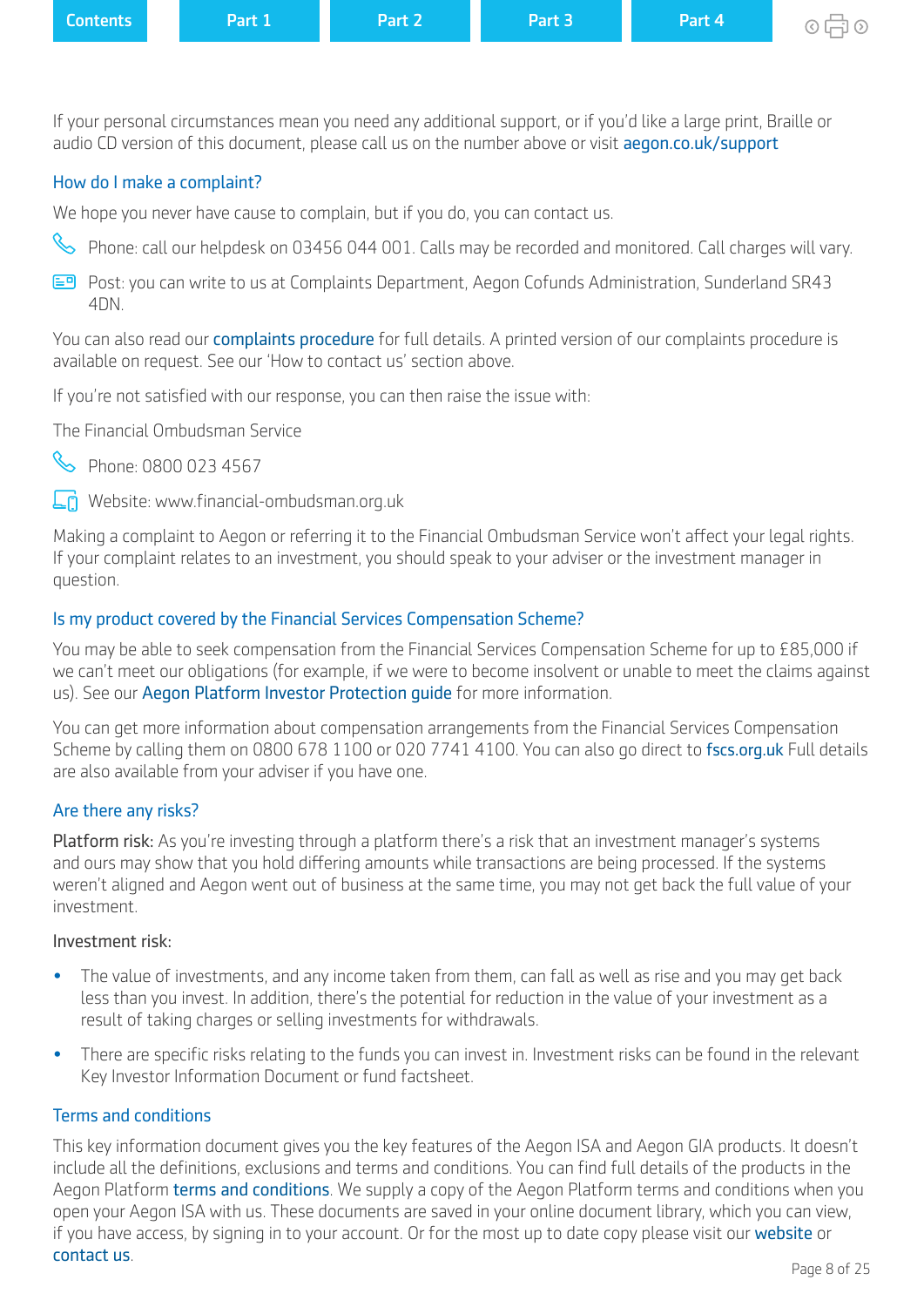If your personal circumstances mean you need any additional support, or if you'd like a large print, Braille or audio CD version of this document, please call us on the number above or visit aegon.co.uk/support

## How do I make a complaint?

We hope you never have cause to complain, but if you do, you can contact us.

Phone: call our helpdesk on 03456 044 001. Calls may be recorded and monitored. Call charges will vary.

Post: you can write to us at Complaints Department, Aegon Cofunds Administration, Sunderland SR43 4DN.

You can also read our complaints procedure for full details. A printed version of our complaints procedure is available on request. See our 'How to contact us' section above.

If you're not satisfied with our response, you can then raise the issue with:

The Financial Ombudsman Service

Phone: 0800 023 4567

Website: www.financial-ombudsman.org.uk

Making a complaint to Aegon or referring it to the Financial Ombudsman Service won't affect your legal rights. If your complaint relates to an investment, you should speak to your adviser or the investment manager in question.

## Is my product covered by the Financial Services Compensation Scheme?

You may be able to seek compensation from the Financial Services Compensation Scheme for up to £85,000 if we can't meet our obligations (for example, if we were to become insolvent or unable to meet the claims against us). See our Aegon Platform Investor Protection guide for more information.

You can get more information about compensation arrangements from the Financial Services Compensation Scheme by calling them on 0800 678 1100 or 020 7741 4100. You can also go direct to fscs.org.uk Full details are also available from your adviser if you have one.

## Are there any risks?

Platform risk: As you're investing through a platform there's a risk that an investment manager's systems and ours may show that you hold differing amounts while transactions are being processed. If the systems weren't aligned and Aegon went out of business at the same time, you may not get back the full value of your investment.

Investment risk:

- The value of investments, and any income taken from them, can fall as well as rise and you may get back less than you invest. In addition, there's the potential for reduction in the value of your investment as a result of taking charges or selling investments for withdrawals.
- There are specific risks relating to the funds you can invest in. Investment risks can be found in the relevant Key Investor Information Document or fund factsheet.

## Terms and conditions

This key information document gives you the key features of the Aegon ISA and Aegon GIA products. It doesn't include all the definitions, exclusions and terms and conditions. You can find full details of the products in the Aegon Platform terms and conditions. We supply a copy of the Aegon Platform terms and conditions when you open your Aegon ISA with us. These documents are saved in your online document library, which you can view, if you have access, by signing in to your account. Or for the most up to date copy please visit our website or contact us.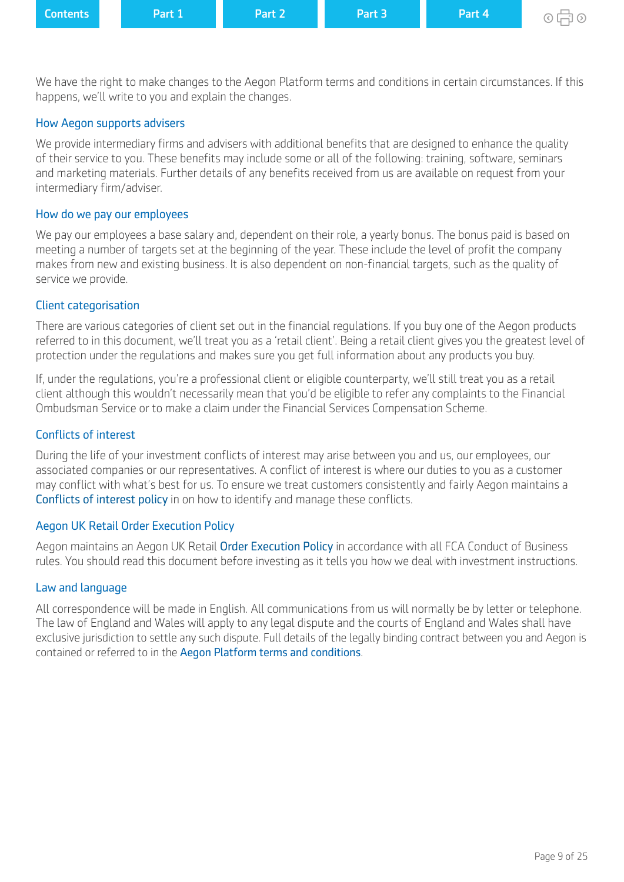We have the right to make changes to the Aegon Platform terms and conditions in certain circumstances. If this happens, we'll write to you and explain the changes.

## How Aegon supports advisers

We provide intermediary firms and advisers with additional benefits that are designed to enhance the quality of their service to you. These benefits may include some or all of the following: training, software, seminars and marketing materials. Further details of any benefits received from us are available on request from your intermediary firm/adviser.

## How do we pay our employees

We pay our employees a base salary and, dependent on their role, a yearly bonus. The bonus paid is based on meeting a number of targets set at the beginning of the year. These include the level of profit the company makes from new and existing business. It is also dependent on non-financial targets, such as the quality of service we provide.

## Client categorisation

There are various categories of client set out in the financial regulations. If you buy one of the Aegon products referred to in this document, we'll treat you as a 'retail client'. Being a retail client gives you the greatest level of protection under the regulations and makes sure you get full information about any products you buy.

If, under the regulations, you're a professional client or eligible counterparty, we'll still treat you as a retail client although this wouldn't necessarily mean that you'd be eligible to refer any complaints to the Financial Ombudsman Service or to make a claim under the Financial Services Compensation Scheme.

## Conflicts of interest

During the life of your investment conflicts of interest may arise between you and us, our employees, our associated companies or our representatives. A conflict of interest is where our duties to you as a customer may conflict with what's best for us. To ensure we treat customers consistently and fairly Aegon maintains a Conflicts of interest policy in on how to identify and manage these conflicts.

## Aegon UK Retail Order Execution Policy

Aegon maintains an Aegon UK Retail Order Execution Policy in accordance with all FCA Conduct of Business rules. You should read this document before investing as it tells you how we deal with investment instructions.

## Law and language

All correspondence will be made in English. All communications from us will normally be by letter or telephone. The law of England and Wales will apply to any legal dispute and the courts of England and Wales shall have exclusive jurisdiction to settle any such dispute. Full details of the legally binding contract between you and Aegon is contained or referred to in the Aegon Platform terms and conditions.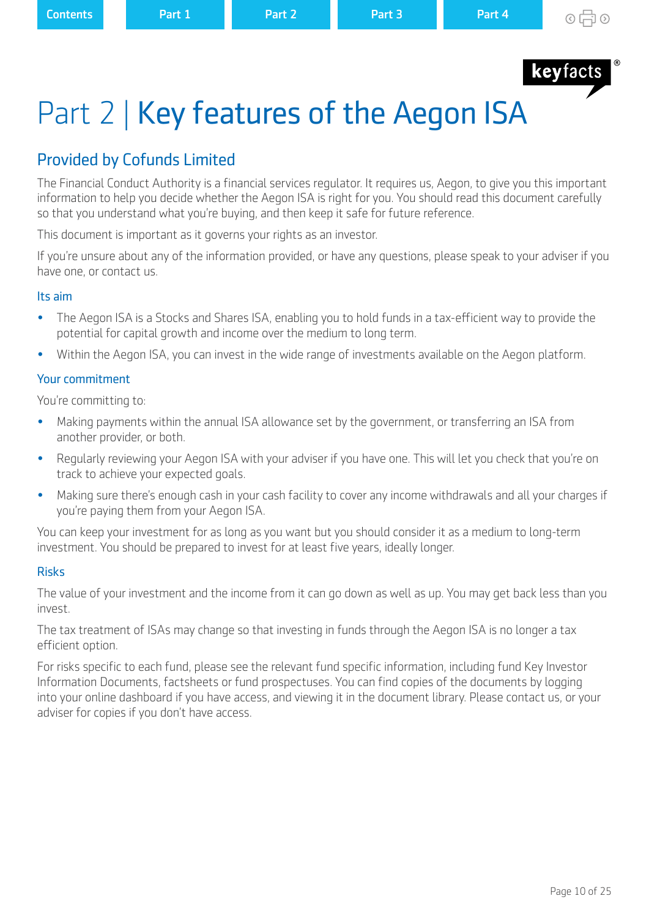# Part 2 | Key features of the Aegon ISA

## Provided by Cofunds Limited

The Financial Conduct Authority is a financial services regulator. It requires us, Aegon, to give you this important information to help you decide whether the Aegon ISA is right for you. You should read this document carefully so that you understand what you're buying, and then keep it safe for future reference.

This document is important as it governs your rights as an investor.

If you're unsure about any of the information provided, or have any questions, please speak to your adviser if you have one, or contact us.

### Its aim

- The Aegon ISA is a Stocks and Shares ISA, enabling you to hold funds in a tax-efficient way to provide the potential for capital growth and income over the medium to long term.
- Within the Aegon ISA, you can invest in the wide range of investments available on the Aegon platform.

### Your commitment

You're committing to:

- Making payments within the annual ISA allowance set by the government, or transferring an ISA from another provider, or both.
- Regularly reviewing your Aegon ISA with your adviser if you have one. This will let you check that you're on track to achieve your expected goals.
- Making sure there's enough cash in your cash facility to cover any income withdrawals and all your charges if you're paying them from your Aegon ISA.

You can keep your investment for as long as you want but you should consider it as a medium to long-term investment. You should be prepared to invest for at least five years, ideally longer.

### Risks

The value of your investment and the income from it can go down as well as up. You may get back less than you invest.

The tax treatment of ISAs may change so that investing in funds through the Aegon ISA is no longer a tax efficient option.

For risks specific to each fund, please see the relevant fund specific information, including fund Key Investor Information Documents, factsheets or fund prospectuses. You can find copies of the documents by logging into your online dashboard if you have access, and viewing it in the document library. Please contact us, or your adviser for copies if you don't have access.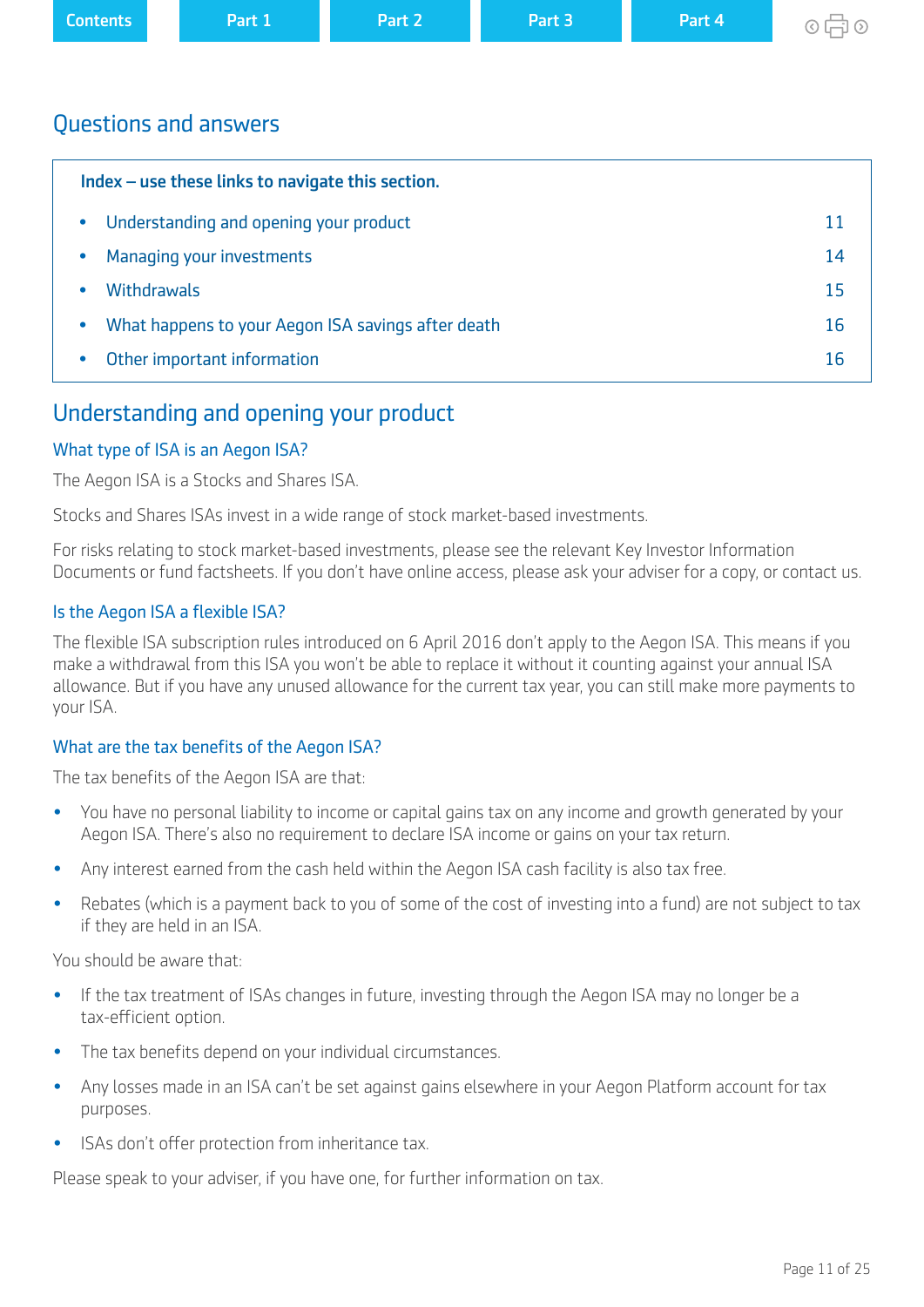## Questions and answers

**Index – use these links to navigate this section.**

- Understanding and opening your product 11
- Managing your investments 14
- Withdrawals 15
- What happens to your Aegon ISA savings after death 16
- Other important information 16

## Understanding and opening your product

### What type of ISA is an Aegon ISA?

The Aegon ISA is a Stocks and Shares ISA.

Stocks and Shares ISAs invest in a wide range of stock market-based investments.

For risks relating to stock market-based investments, please see the relevant Key Investor Information Documents or fund factsheets. If you don't have online access, please ask your adviser for a copy, or contact us.

### Is the Aegon ISA a flexible ISA?

The flexible ISA subscription rules introduced on 6 April 2016 don't apply to the Aegon ISA. This means if you make a withdrawal from this ISA you won't be able to replace it without it counting against your annual ISA allowance. But if you have any unused allowance for the current tax year, you can still make more payments to your ISA.

### What are the tax benefits of the Aegon ISA?

The tax benefits of the Aegon ISA are that:

- You have no personal liability to income or capital gains tax on any income and growth generated by your Aegon ISA. There's also no requirement to declare ISA income or gains on your tax return.
- Any interest earned from the cash held within the Aegon ISA cash facility is also tax free.
- Rebates (which is a payment back to you of some of the cost of investing into a fund) are not subject to tax if they are held in an ISA.

You should be aware that:

- If the tax treatment of ISAs changes in future, investing through the Aegon ISA may no longer be a tax-efficient option.
- The tax benefits depend on your individual circumstances.
- Any losses made in an ISA can't be set against gains elsewhere in your Aegon Platform account for tax purposes.
- ISAs don't offer protection from inheritance tax.

Please speak to your adviser, if you have one, for further information on tax.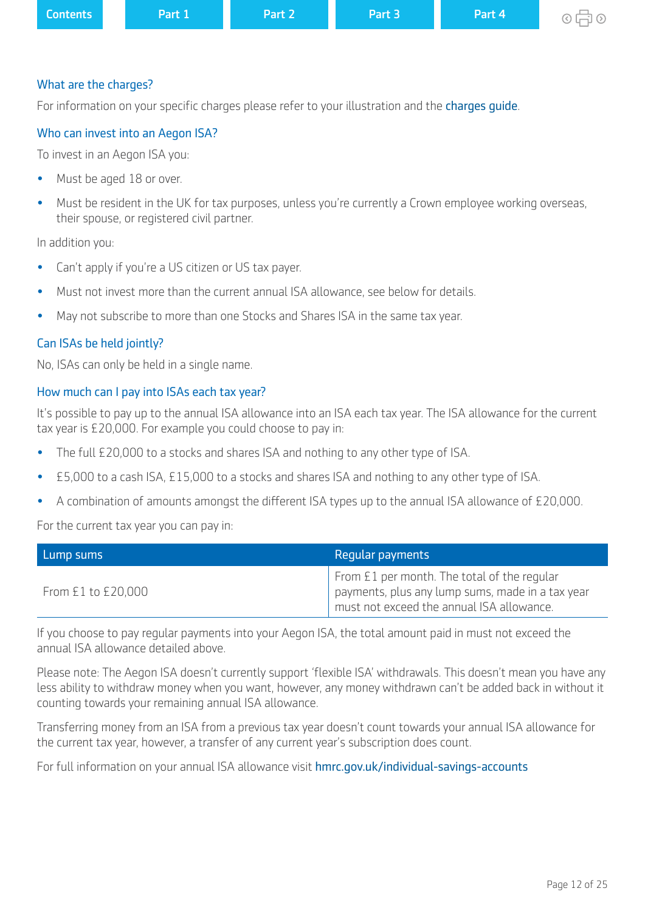### What are the charges?

For information on your specific charges please refer to your illustration and the charges guide.

### Who can invest into an Aegon ISA?

To invest in an Aegon ISA you:

- Must be aged 18 or over.
- Must be resident in the UK for tax purposes, unless you're currently a Crown employee working overseas, their spouse, or registered civil partner.

In addition you:

- Can't apply if you're a US citizen or US tax payer.
- Must not invest more than the current annual ISA allowance, see below for details.
- May not subscribe to more than one Stocks and Shares ISA in the same tax year.

### Can ISAs be held jointly?

No, ISAs can only be held in a single name.

### How much can I pay into ISAs each tax year?

It's possible to pay up to the annual ISA allowance into an ISA each tax year. The ISA allowance for the current tax year is £20,000. For example you could choose to pay in:

- The full £20,000 to a stocks and shares ISA and nothing to any other type of ISA.
- £5,000 to a cash ISA, £15,000 to a stocks and shares ISA and nothing to any other type of ISA.
- A combination of amounts amongst the different ISA types up to the annual ISA allowance of £20,000.

For the current tax year you can pay in:

| Lump sums | Regular payments |
| --- | --- |
| From £1 to £20,000 | From £1 per month. The total of the regular payments, plus any lump sums, made in a tax year must not exceed the annual ISA allowance. |

If you choose to pay regular payments into your Aegon ISA, the total amount paid in must not exceed the annual ISA allowance detailed above.

Please note: The Aegon ISA doesn't currently support 'flexible ISA' withdrawals. This doesn't mean you have any less ability to withdraw money when you want, however, any money withdrawn can't be added back in without it counting towards your remaining annual ISA allowance.

Transferring money from an ISA from a previous tax year doesn't count towards your annual ISA allowance for the current tax year, however, a transfer of any current year's subscription does count.

For full information on your annual ISA allowance visit hmrc.gov.uk/individual-savings-accounts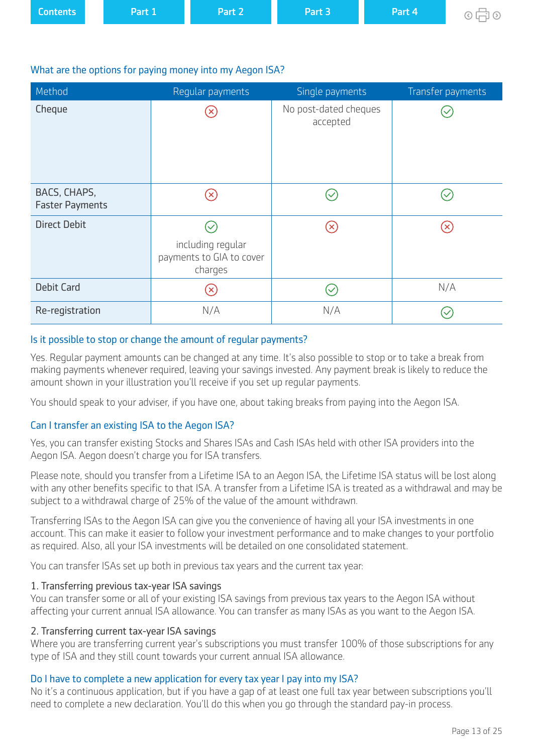### What are the options for paying money into my Aegon ISA?

| Method | Regular payments | Single payments | Transfer payments |
| --- | --- | --- | --- |
| Cheque | ✗ | No post-dated cheques accepted | ✓ |
| BACS, CHAPS, Faster Payments | ✗ | ✓ | ✓ |
| Direct Debit | ✓ including regular payments to GIA to cover charges | ✗ | ✗ |
| Debit Card | ✗ | ✓ | N/A |
| Re-registration | N/A | N/A | ✓ |

### Is it possible to stop or change the amount of regular payments?

Yes. Regular payment amounts can be changed at any time. It's also possible to stop or to take a break from making payments whenever required, leaving your savings invested. Any payment break is likely to reduce the amount shown in your illustration you'll receive if you set up regular payments.

You should speak to your adviser, if you have one, about taking breaks from paying into the Aegon ISA.

### Can I transfer an existing ISA to the Aegon ISA?

Yes, you can transfer existing Stocks and Shares ISAs and Cash ISAs held with other ISA providers into the Aegon ISA. Aegon doesn't charge you for ISA transfers.

Please note, should you transfer from a Lifetime ISA to an Aegon ISA, the Lifetime ISA status will be lost along with any other benefits specific to that ISA. A transfer from a Lifetime ISA is treated as a withdrawal and may be subject to a withdrawal charge of 25% of the value of the amount withdrawn.

Transferring ISAs to the Aegon ISA can give you the convenience of having all your ISA investments in one account. This can make it easier to follow your investment performance and to make changes to your portfolio as required. Also, all your ISA investments will be detailed on one consolidated statement.

You can transfer ISAs set up both in previous tax years and the current tax year:

1. Transferring previous tax-year ISA savings
You can transfer some or all of your existing ISA savings from previous tax years to the Aegon ISA without affecting your current annual ISA allowance. You can transfer as many ISAs as you want to the Aegon ISA.

2. Transferring current tax-year ISA savings
Where you are transferring current year's subscriptions you must transfer 100% of those subscriptions for any type of ISA and they still count towards your current annual ISA allowance.

### Do I have to complete a new application for every tax year I pay into my ISA?

No it's a continuous application, but if you have a gap of at least one full tax year between subscriptions you'll need to complete a new declaration. You'll do this when you go through the standard pay-in process.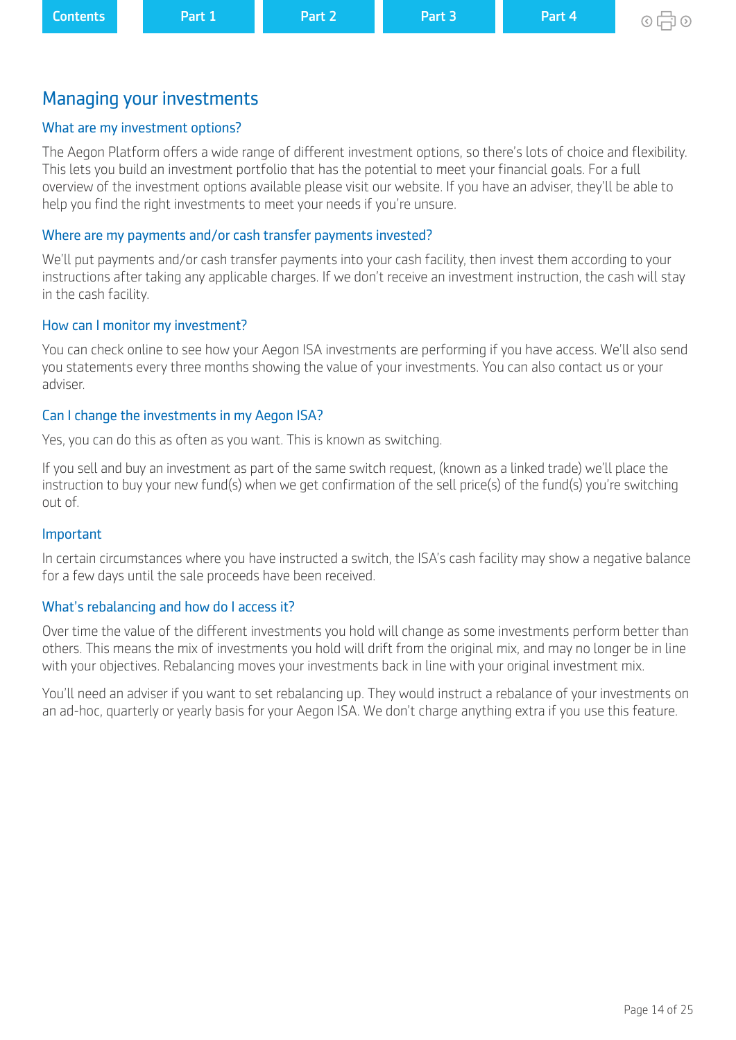## Managing your investments

### What are my investment options?

The Aegon Platform offers a wide range of different investment options, so there's lots of choice and flexibility. This lets you build an investment portfolio that has the potential to meet your financial goals. For a full overview of the investment options available please visit our website. If you have an adviser, they'll be able to help you find the right investments to meet your needs if you're unsure.

### Where are my payments and/or cash transfer payments invested?

We'll put payments and/or cash transfer payments into your cash facility, then invest them according to your instructions after taking any applicable charges. If we don't receive an investment instruction, the cash will stay in the cash facility.

### How can I monitor my investment?

You can check online to see how your Aegon ISA investments are performing if you have access. We'll also send you statements every three months showing the value of your investments. You can also contact us or your adviser.

### Can I change the investments in my Aegon ISA?

Yes, you can do this as often as you want. This is known as switching.

If you sell and buy an investment as part of the same switch request, (known as a linked trade) we'll place the instruction to buy your new fund(s) when we get confirmation of the sell price(s) of the fund(s) you're switching out of.

### Important

In certain circumstances where you have instructed a switch, the ISA's cash facility may show a negative balance for a few days until the sale proceeds have been received.

### What's rebalancing and how do I access it?

Over time the value of the different investments you hold will change as some investments perform better than others. This means the mix of investments you hold will drift from the original mix, and may no longer be in line with your objectives. Rebalancing moves your investments back in line with your original investment mix.

You'll need an adviser if you want to set rebalancing up. They would instruct a rebalance of your investments on an ad-hoc, quarterly or yearly basis for your Aegon ISA. We don't charge anything extra if you use this feature.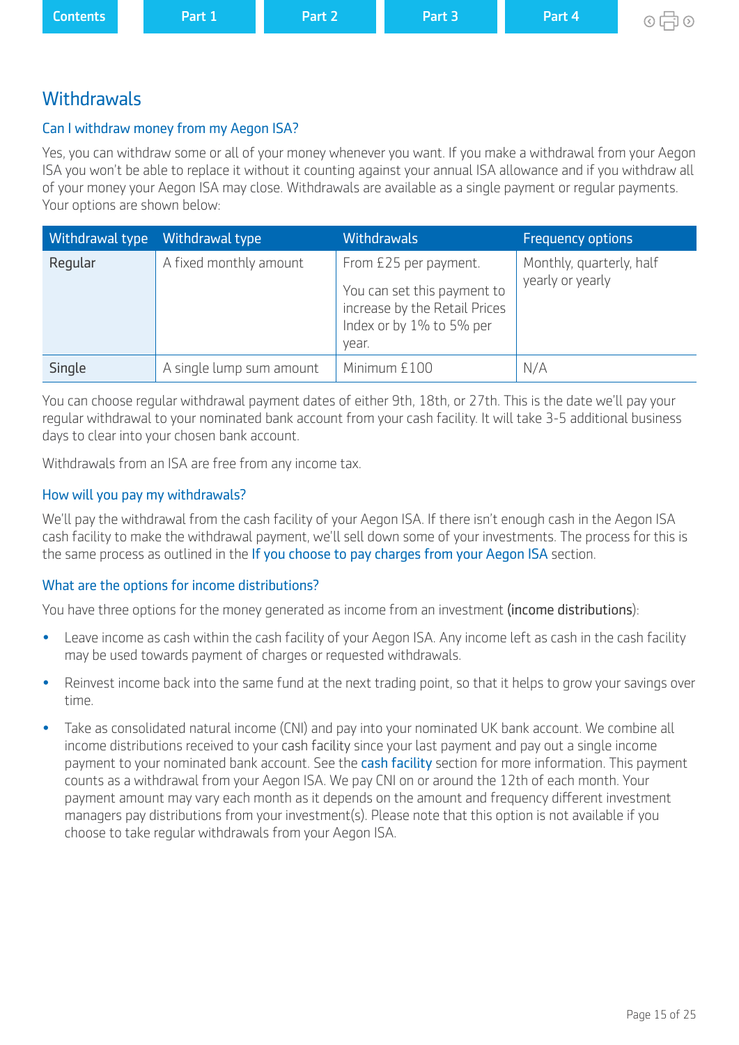## Withdrawals

### Can I withdraw money from my Aegon ISA?

Yes, you can withdraw some or all of your money whenever you want. If you make a withdrawal from your Aegon ISA you won't be able to replace it without it counting against your annual ISA allowance and if you withdraw all of your money your Aegon ISA may close. Withdrawals are available as a single payment or regular payments. Your options are shown below:

| Withdrawal type | Withdrawal type | Withdrawals | Frequency options |
|---|---|---|---|
| Regular | A fixed monthly amount | From £25 per payment.<br><br>You can set this payment to increase by the Retail Prices Index or by 1% to 5% per year. | Monthly, quarterly, half yearly or yearly |
| Single | A single lump sum amount | Minimum £100 | N/A |

You can choose regular withdrawal payment dates of either 9th, 18th, or 27th. This is the date we'll pay your regular withdrawal to your nominated bank account from your cash facility. It will take 3-5 additional business days to clear into your chosen bank account.

Withdrawals from an ISA are free from any income tax.

### How will you pay my withdrawals?

We'll pay the withdrawal from the cash facility of your Aegon ISA. If there isn't enough cash in the Aegon ISA cash facility to make the withdrawal payment, we'll sell down some of your investments. The process for this is the same process as outlined in the If you choose to pay charges from your Aegon ISA section.

### What are the options for income distributions?

You have three options for the money generated as income from an investment (**income distributions**):

- Leave income as cash within the cash facility of your Aegon ISA. Any income left as cash in the cash facility may be used towards payment of charges or requested withdrawals.
- Reinvest income back into the same fund at the next trading point, so that it helps to grow your savings over time.
- Take as consolidated natural income (CNI) and pay into your nominated UK bank account. We combine all income distributions received to your cash facility since your last payment and pay out a single income payment to your nominated bank account. See the cash facility section for more information. This payment counts as a withdrawal from your Aegon ISA. We pay CNI on or around the 12th of each month. Your payment amount may vary each month as it depends on the amount and frequency different investment managers pay distributions from your investment(s). Please note that this option is not available if you choose to take regular withdrawals from your Aegon ISA.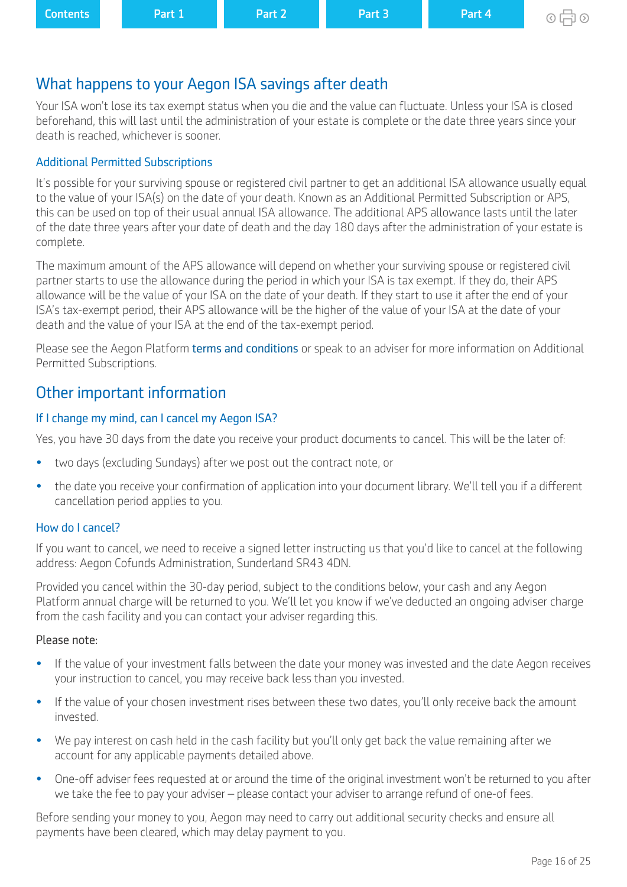## What happens to your Aegon ISA savings after death

Your ISA won't lose its tax exempt status when you die and the value can fluctuate. Unless your ISA is closed beforehand, this will last until the administration of your estate is complete or the date three years since your death is reached, whichever is sooner.

### Additional Permitted Subscriptions

It's possible for your surviving spouse or registered civil partner to get an additional ISA allowance usually equal to the value of your ISA(s) on the date of your death. Known as an Additional Permitted Subscription or APS, this can be used on top of their usual annual ISA allowance. The additional APS allowance lasts until the later of the date three years after your date of death and the day 180 days after the administration of your estate is complete.

The maximum amount of the APS allowance will depend on whether your surviving spouse or registered civil partner starts to use the allowance during the period in which your ISA is tax exempt. If they do, their APS allowance will be the value of your ISA on the date of your death. If they start to use it after the end of your ISA's tax-exempt period, their APS allowance will be the higher of the value of your ISA at the date of your death and the value of your ISA at the end of the tax-exempt period.

Please see the Aegon Platform terms and conditions or speak to an adviser for more information on Additional Permitted Subscriptions.

## Other important information

### If I change my mind, can I cancel my Aegon ISA?

Yes, you have 30 days from the date you receive your product documents to cancel. This will be the later of:

- two days (excluding Sundays) after we post out the contract note, or
- the date you receive your confirmation of application into your document library. We'll tell you if a different cancellation period applies to you.

### How do I cancel?

If you want to cancel, we need to receive a signed letter instructing us that you'd like to cancel at the following address: Aegon Cofunds Administration, Sunderland SR43 4DN.

Provided you cancel within the 30-day period, subject to the conditions below, your cash and any Aegon Platform annual charge will be returned to you. We'll let you know if we've deducted an ongoing adviser charge from the cash facility and you can contact your adviser regarding this.

Please note:

- If the value of your investment falls between the date your money was invested and the date Aegon receives your instruction to cancel, you may receive back less than you invested.
- If the value of your chosen investment rises between these two dates, you'll only receive back the amount invested.
- We pay interest on cash held in the cash facility but you'll only get back the value remaining after we account for any applicable payments detailed above.
- One-off adviser fees requested at or around the time of the original investment won't be returned to you after we take the fee to pay your adviser – please contact your adviser to arrange refund of one-of fees.

Before sending your money to you, Aegon may need to carry out additional security checks and ensure all payments have been cleared, which may delay payment to you.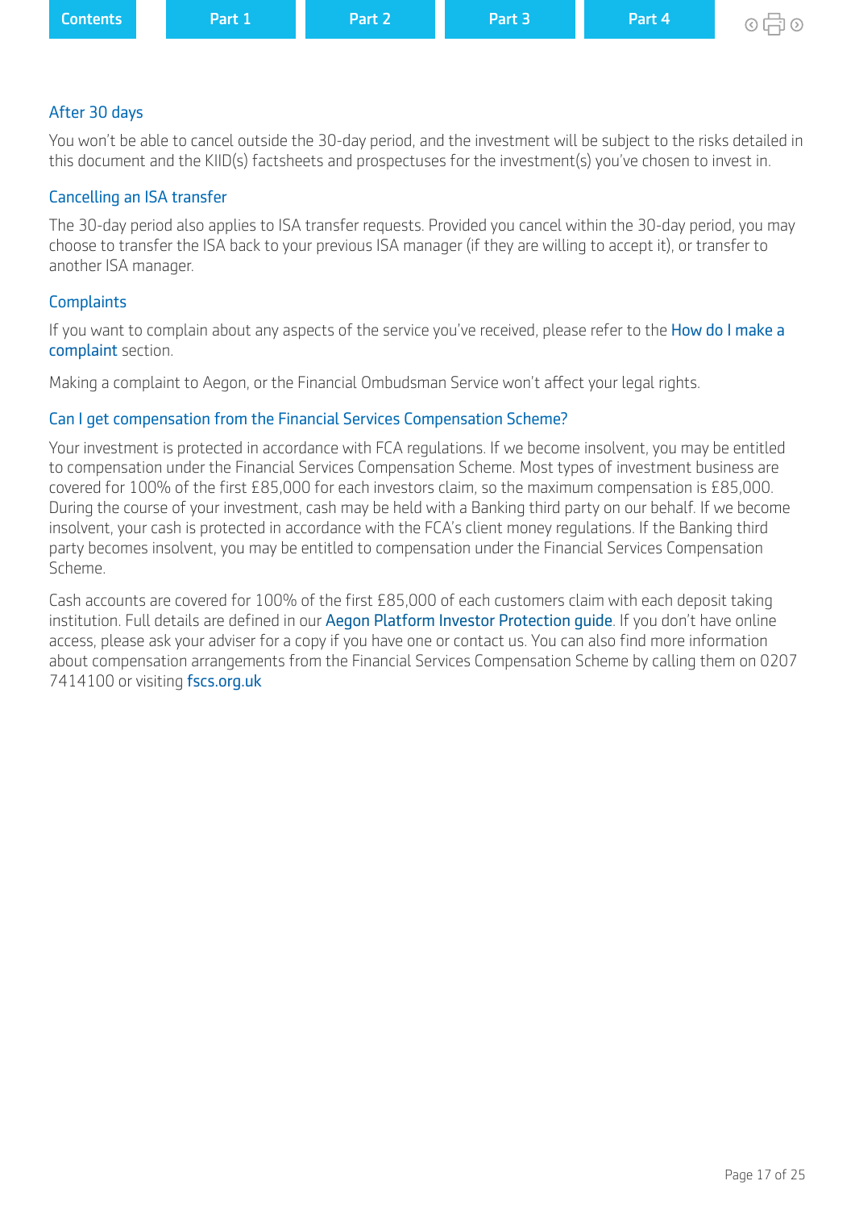### After 30 days

You won't be able to cancel outside the 30-day period, and the investment will be subject to the risks detailed in this document and the KIID(s) factsheets and prospectuses for the investment(s) you've chosen to invest in.

### Cancelling an ISA transfer

The 30-day period also applies to ISA transfer requests. Provided you cancel within the 30-day period, you may choose to transfer the ISA back to your previous ISA manager (if they are willing to accept it), or transfer to another ISA manager.

### Complaints

If you want to complain about any aspects of the service you've received, please refer to the How do I make a complaint section.

Making a complaint to Aegon, or the Financial Ombudsman Service won't affect your legal rights.

### Can I get compensation from the Financial Services Compensation Scheme?

Your investment is protected in accordance with FCA regulations. If we become insolvent, you may be entitled to compensation under the Financial Services Compensation Scheme. Most types of investment business are covered for 100% of the first £85,000 for each investors claim, so the maximum compensation is £85,000. During the course of your investment, cash may be held with a Banking third party on our behalf. If we become insolvent, your cash is protected in accordance with the FCA's client money regulations. If the Banking third party becomes insolvent, you may be entitled to compensation under the Financial Services Compensation Scheme.

Cash accounts are covered for 100% of the first £85,000 of each customers claim with each deposit taking institution. Full details are defined in our Aegon Platform Investor Protection guide. If you don't have online access, please ask your adviser for a copy if you have one or contact us. You can also find more information about compensation arrangements from the Financial Services Compensation Scheme by calling them on 0207 7414100 or visiting fscs.org.uk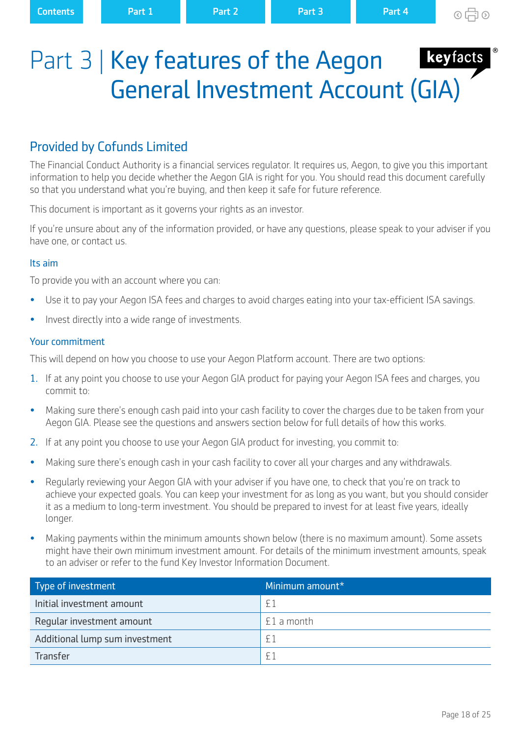# Part 3 | Key features of the Aegon General Investment Account (GIA)

keyfacts®

## Provided by Cofunds Limited

The Financial Conduct Authority is a financial services regulator. It requires us, Aegon, to give you this important information to help you decide whether the Aegon GIA is right for you. You should read this document carefully so that you understand what you're buying, and then keep it safe for future reference.

This document is important as it governs your rights as an investor.

If you're unsure about any of the information provided, or have any questions, please speak to your adviser if you have one, or contact us.

### Its aim

To provide you with an account where you can:

- Use it to pay your Aegon ISA fees and charges to avoid charges eating into your tax-efficient ISA savings.
- Invest directly into a wide range of investments.

### Your commitment

This will depend on how you choose to use your Aegon Platform account. There are two options:

1. If at any point you choose to use your Aegon GIA product for paying your Aegon ISA fees and charges, you commit to:

- Making sure there's enough cash paid into your cash facility to cover the charges due to be taken from your Aegon GIA. Please see the questions and answers section below for full details of how this works.

2. If at any point you choose to use your Aegon GIA product for investing, you commit to:

- Making sure there's enough cash in your cash facility to cover all your charges and any withdrawals.
- Regularly reviewing your Aegon GIA with your adviser if you have one, to check that you're on track to achieve your expected goals. You can keep your investment for as long as you want, but you should consider it as a medium to long-term investment. You should be prepared to invest for at least five years, ideally longer.
- Making payments within the minimum amounts shown below (there is no maximum amount). Some assets might have their own minimum investment amount. For details of the minimum investment amounts, speak to an adviser or refer to the fund Key Investor Information Document.

| Type of investment | Minimum amount* |
|---|---|
| Initial investment amount | £1 |
| Regular investment amount | £1 a month |
| Additional lump sum investment | £1 |
| Transfer | £1 |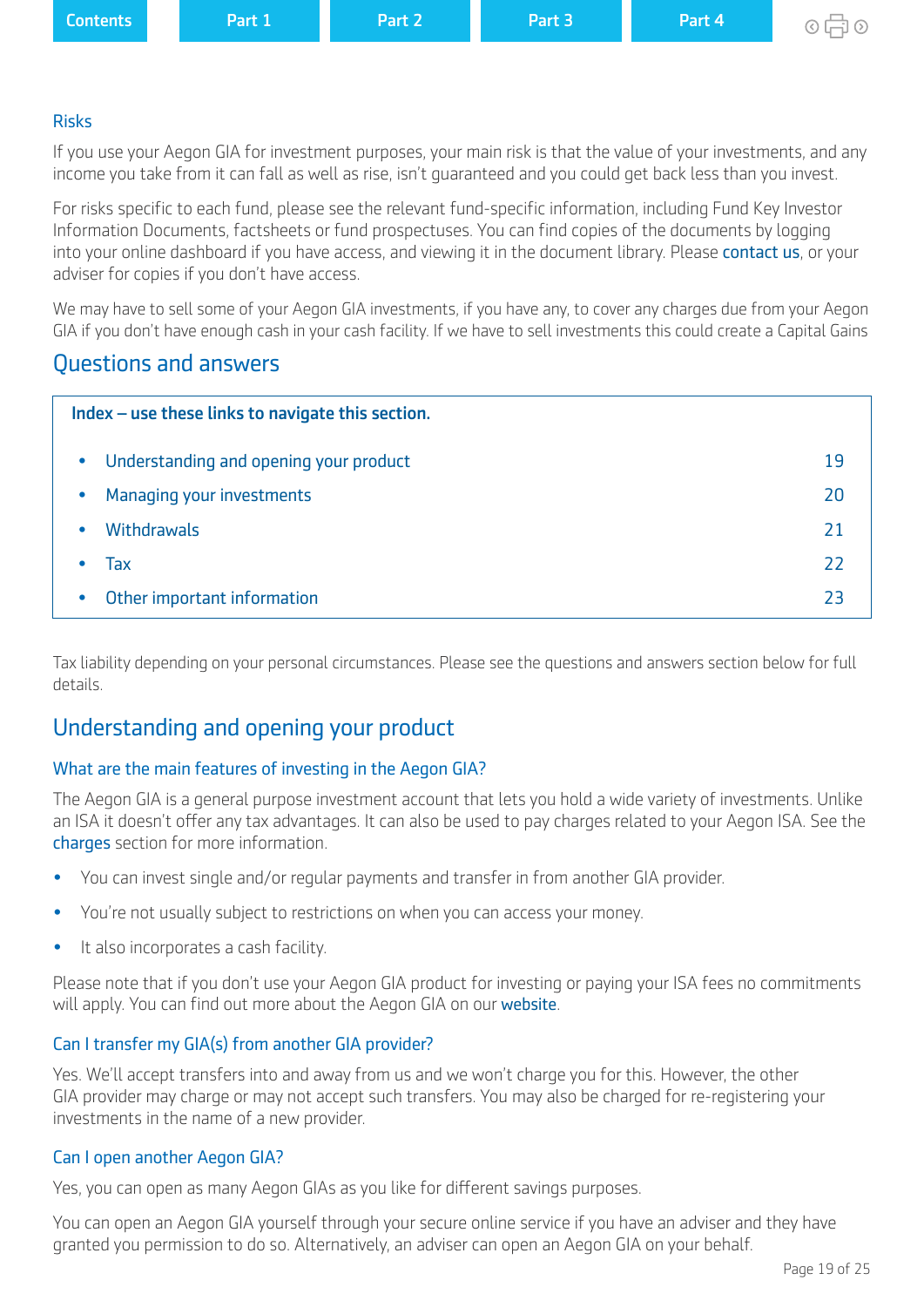Contents | Part 1 | Part 2 | Part 3 | Part 4

### Risks

If you use your Aegon GIA for investment purposes, your main risk is that the value of your investments, and any income you take from it can fall as well as rise, isn't guaranteed and you could get back less than you invest.

For risks specific to each fund, please see the relevant fund-specific information, including Fund Key Investor Information Documents, factsheets or fund prospectuses. You can find copies of the documents by logging into your online dashboard if you have access, and viewing it in the document library. Please contact us, or your adviser for copies if you don't have access.

We may have to sell some of your Aegon GIA investments, if you have any, to cover any charges due from your Aegon GIA if you don't have enough cash in your cash facility. If we have to sell investments this could create a Capital Gains Tax liability depending on your personal circumstances. Please see the questions and answers section below for full details.

## Questions and answers

**Index – use these links to navigate this section.**

- Understanding and opening your product 19
- Managing your investments 20
- Withdrawals 21
- Tax 22
- Other important information 23

## Understanding and opening your product

### What are the main features of investing in the Aegon GIA?

The Aegon GIA is a general purpose investment account that lets you hold a wide variety of investments. Unlike an ISA it doesn't offer any tax advantages. It can also be used to pay charges related to your Aegon ISA. See the charges section for more information.

- You can invest single and/or regular payments and transfer in from another GIA provider.
- You're not usually subject to restrictions on when you can access your money.
- It also incorporates a cash facility.

Please note that if you don't use your Aegon GIA product for investing or paying your ISA fees no commitments will apply. You can find out more about the Aegon GIA on our website.

### Can I transfer my GIA(s) from another GIA provider?

Yes. We'll accept transfers into and away from us and we won't charge you for this. However, the other GIA provider may charge or may not accept such transfers. You may also be charged for re-registering your investments in the name of a new provider.

### Can I open another Aegon GIA?

Yes, you can open as many Aegon GIAs as you like for different savings purposes.

You can open an Aegon GIA yourself through your secure online service if you have an adviser and they have granted you permission to do so. Alternatively, an adviser can open an Aegon GIA on your behalf.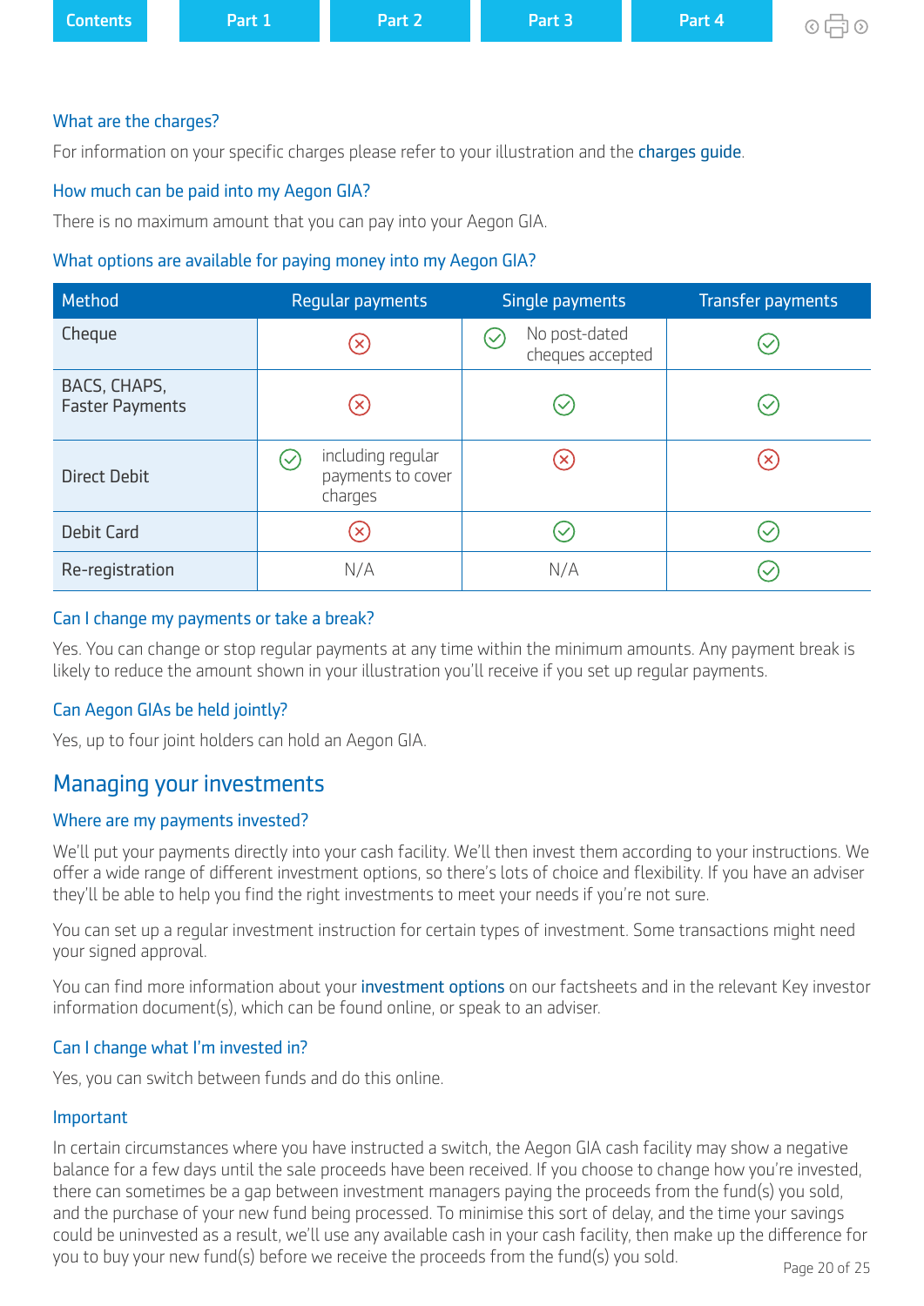### What are the charges?

For information on your specific charges please refer to your illustration and the charges guide.

### How much can be paid into my Aegon GIA?

There is no maximum amount that you can pay into your Aegon GIA.

### What options are available for paying money into my Aegon GIA?

| Method | Regular payments | Single payments | Transfer payments |
|---|---|---|---|
| Cheque | ✗ | ✓ No post-dated cheques accepted | ✓ |
| BACS, CHAPS, Faster Payments | ✗ | ✓ | ✓ |
| Direct Debit | ✓ including regular payments to cover charges | ✗ | ✗ |
| Debit Card | ✗ | ✓ | ✓ |
| Re-registration | N/A | N/A | ✓ |

### Can I change my payments or take a break?

Yes. You can change or stop regular payments at any time within the minimum amounts. Any payment break is likely to reduce the amount shown in your illustration you'll receive if you set up regular payments.

### Can Aegon GIAs be held jointly?

Yes, up to four joint holders can hold an Aegon GIA.

## Managing your investments

### Where are my payments invested?

We'll put your payments directly into your cash facility. We'll then invest them according to your instructions. We offer a wide range of different investment options, so there's lots of choice and flexibility. If you have an adviser they'll be able to help you find the right investments to meet your needs if you're not sure.

You can set up a regular investment instruction for certain types of investment. Some transactions might need your signed approval.

You can find more information about your investment options on our factsheets and in the relevant Key investor information document(s), which can be found online, or speak to an adviser.

### Can I change what I'm invested in?

Yes, you can switch between funds and do this online.

### Important

In certain circumstances where you have instructed a switch, the Aegon GIA cash facility may show a negative balance for a few days until the sale proceeds have been received. If you choose to change how you're invested, there can sometimes be a gap between investment managers paying the proceeds from the fund(s) you sold, and the purchase of your new fund being processed. To minimise this sort of delay, and the time your savings could be uninvested as a result, we'll use any available cash in your cash facility, then make up the difference for you to buy your new fund(s) before we receive the proceeds from the fund(s) you sold.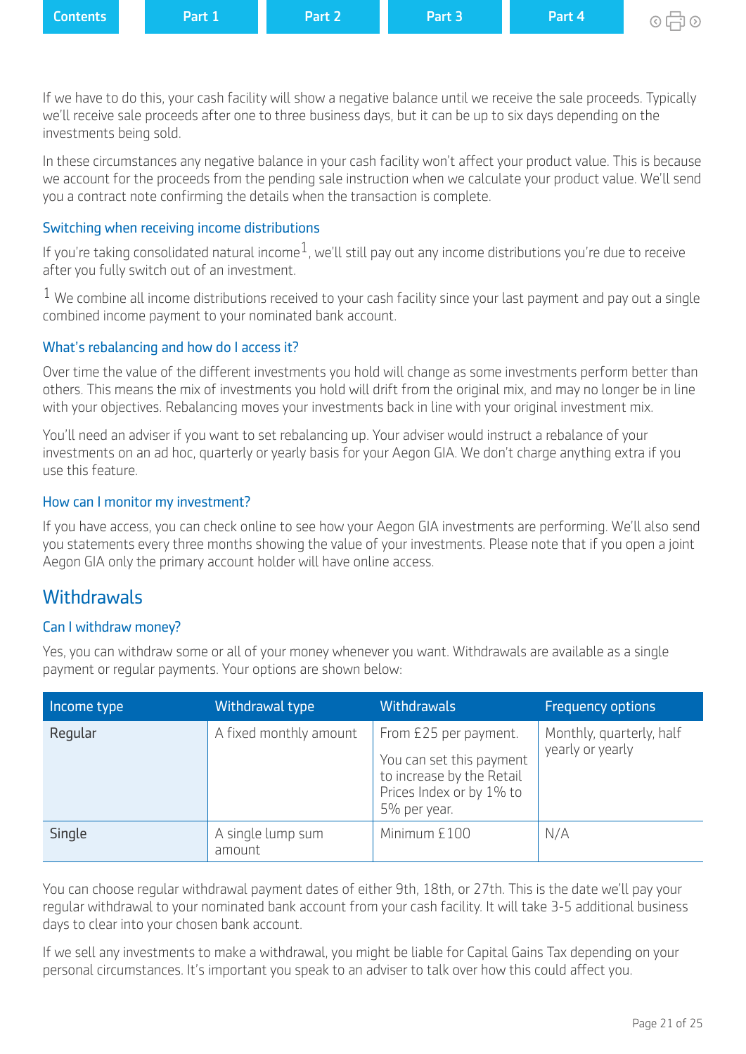If we have to do this, your cash facility will show a negative balance until we receive the sale proceeds. Typically we'll receive sale proceeds after one to three business days, but it can be up to six days depending on the investments being sold.

In these circumstances any negative balance in your cash facility won't affect your product value. This is because we account for the proceeds from the pending sale instruction when we calculate your product value. We'll send you a contract note confirming the details when the transaction is complete.

### Switching when receiving income distributions

If you're taking consolidated natural income[1], we'll still pay out any income distributions you're due to receive after you fully switch out of an investment.

[1] We combine all income distributions received to your cash facility since your last payment and pay out a single combined income payment to your nominated bank account.

### What's rebalancing and how do I access it?

Over time the value of the different investments you hold will change as some investments perform better than others. This means the mix of investments you hold will drift from the original mix, and may no longer be in line with your objectives. Rebalancing moves your investments back in line with your original investment mix.

You'll need an adviser if you want to set rebalancing up. Your adviser would instruct a rebalance of your investments on an ad hoc, quarterly or yearly basis for your Aegon GIA. We don't charge anything extra if you use this feature.

### How can I monitor my investment?

If you have access, you can check online to see how your Aegon GIA investments are performing. We'll also send you statements every three months showing the value of your investments. Please note that if you open a joint Aegon GIA only the primary account holder will have online access.

## Withdrawals

### Can I withdraw money?

Yes, you can withdraw some or all of your money whenever you want. Withdrawals are available as a single payment or regular payments. Your options are shown below:

| Income type | Withdrawal type | Withdrawals | Frequency options |
|---|---|---|---|
| Regular | A fixed monthly amount | From £25 per payment. You can set this payment to increase by the Retail Prices Index or by 1% to 5% per year. | Monthly, quarterly, half yearly or yearly |
| Single | A single lump sum amount | Minimum £100 | N/A |

You can choose regular withdrawal payment dates of either 9th, 18th, or 27th. This is the date we'll pay your regular withdrawal to your nominated bank account from your cash facility. It will take 3-5 additional business days to clear into your chosen bank account.

If we sell any investments to make a withdrawal, you might be liable for Capital Gains Tax depending on your personal circumstances. It's important you speak to an adviser to talk over how this could affect you.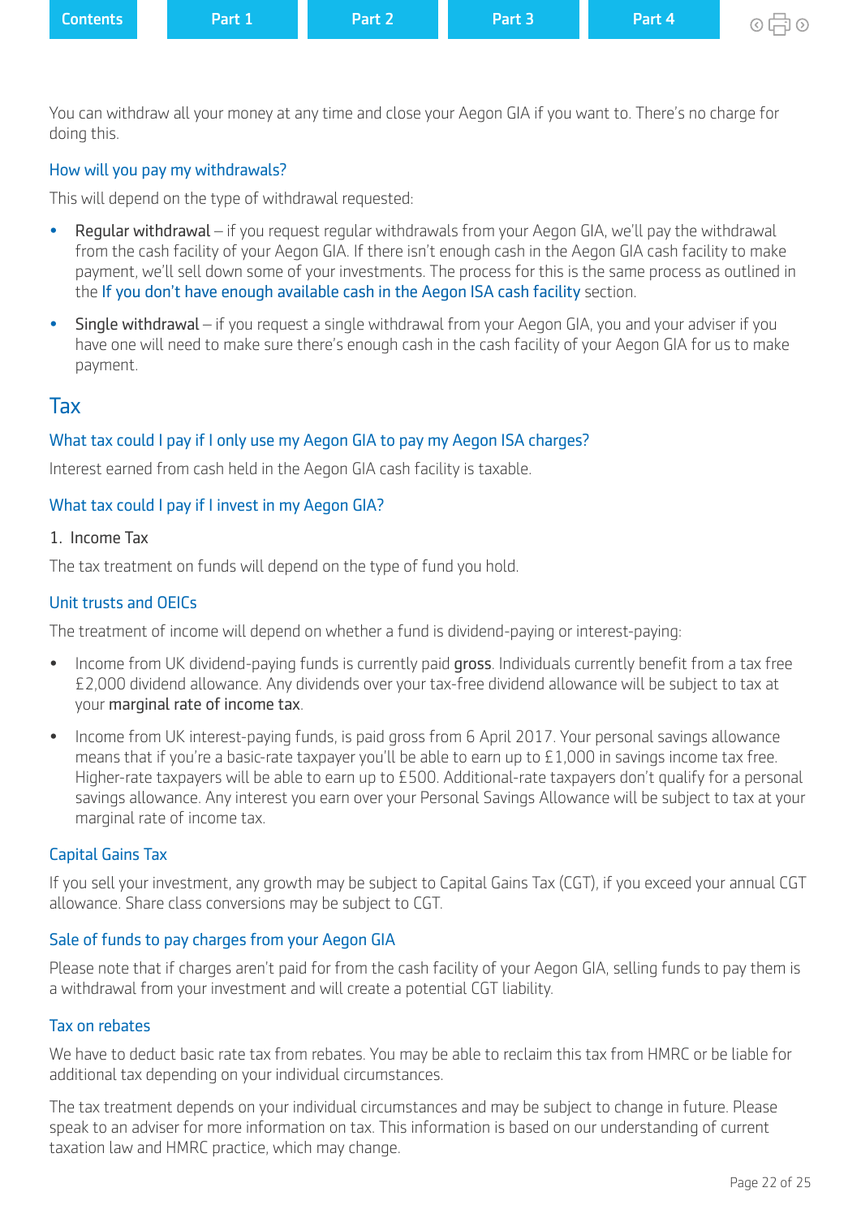You can withdraw all your money at any time and close your Aegon GIA if you want to. There's no charge for doing this.

### How will you pay my withdrawals?

This will depend on the type of withdrawal requested:

- **Regular withdrawal** – if you request regular withdrawals from your Aegon GIA, we'll pay the withdrawal from the cash facility of your Aegon GIA. If there isn't enough cash in the Aegon GIA cash facility to make payment, we'll sell down some of your investments. The process for this is the same process as outlined in the If you don't have enough available cash in the Aegon ISA cash facility section.
- **Single withdrawal** – if you request a single withdrawal from your Aegon GIA, you and your adviser if you have one will need to make sure there's enough cash in the cash facility of your Aegon GIA for us to make payment.

## Tax

### What tax could I pay if I only use my Aegon GIA to pay my Aegon ISA charges?

Interest earned from cash held in the Aegon GIA cash facility is taxable.

### What tax could I pay if I invest in my Aegon GIA?

1. Income Tax

The tax treatment on funds will depend on the type of fund you hold.

### Unit trusts and OEICs

The treatment of income will depend on whether a fund is dividend-paying or interest-paying:

- Income from UK dividend-paying funds is currently paid **gross**. Individuals currently benefit from a tax free £2,000 dividend allowance. Any dividends over your tax-free dividend allowance will be subject to tax at your **marginal rate of income tax**.
- Income from UK interest-paying funds, is paid gross from 6 April 2017. Your personal savings allowance means that if you're a basic-rate taxpayer you'll be able to earn up to £1,000 in savings income tax free. Higher-rate taxpayers will be able to earn up to £500. Additional-rate taxpayers don't qualify for a personal savings allowance. Any interest you earn over your Personal Savings Allowance will be subject to tax at your marginal rate of income tax.

### Capital Gains Tax

If you sell your investment, any growth may be subject to Capital Gains Tax (CGT), if you exceed your annual CGT allowance. Share class conversions may be subject to CGT.

### Sale of funds to pay charges from your Aegon GIA

Please note that if charges aren't paid for from the cash facility of your Aegon GIA, selling funds to pay them is a withdrawal from your investment and will create a potential CGT liability.

### Tax on rebates

We have to deduct basic rate tax from rebates. You may be able to reclaim this tax from HMRC or be liable for additional tax depending on your individual circumstances.

The tax treatment depends on your individual circumstances and may be subject to change in future. Please speak to an adviser for more information on tax. This information is based on our understanding of current taxation law and HMRC practice, which may change.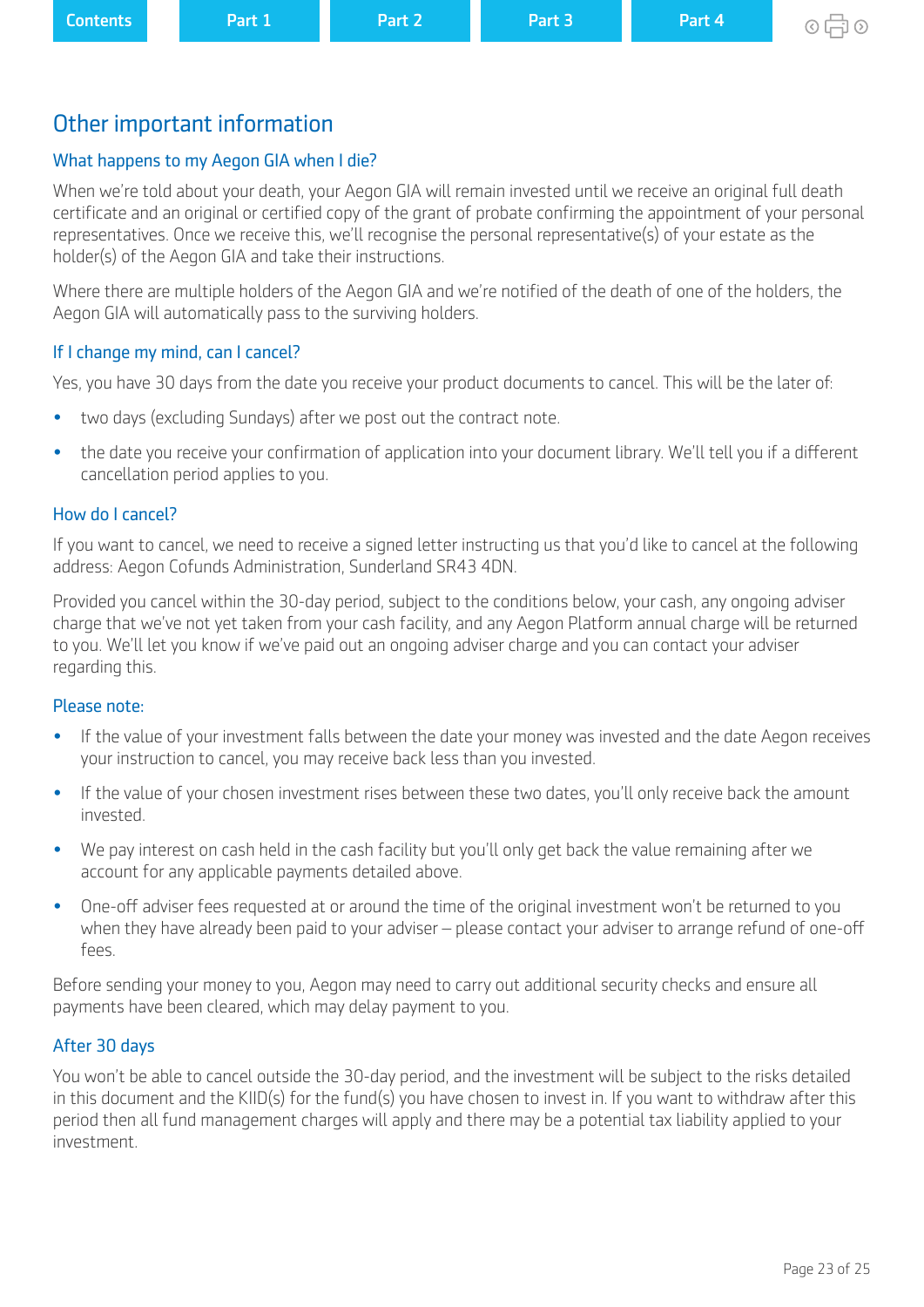# Other important information

## What happens to my Aegon GIA when I die?

When we're told about your death, your Aegon GIA will remain invested until we receive an original full death certificate and an original or certified copy of the grant of probate confirming the appointment of your personal representatives. Once we receive this, we'll recognise the personal representative(s) of your estate as the holder(s) of the Aegon GIA and take their instructions.

Where there are multiple holders of the Aegon GIA and we're notified of the death of one of the holders, the Aegon GIA will automatically pass to the surviving holders.

## If I change my mind, can I cancel?

Yes, you have 30 days from the date you receive your product documents to cancel. This will be the later of:

- two days (excluding Sundays) after we post out the contract note.
- the date you receive your confirmation of application into your document library. We'll tell you if a different cancellation period applies to you.

## How do I cancel?

If you want to cancel, we need to receive a signed letter instructing us that you'd like to cancel at the following address: Aegon Cofunds Administration, Sunderland SR43 4DN.

Provided you cancel within the 30-day period, subject to the conditions below, your cash, any ongoing adviser charge that we've not yet taken from your cash facility, and any Aegon Platform annual charge will be returned to you. We'll let you know if we've paid out an ongoing adviser charge and you can contact your adviser regarding this.

## Please note:

- If the value of your investment falls between the date your money was invested and the date Aegon receives your instruction to cancel, you may receive back less than you invested.
- If the value of your chosen investment rises between these two dates, you'll only receive back the amount invested.
- We pay interest on cash held in the cash facility but you'll only get back the value remaining after we account for any applicable payments detailed above.
- One-off adviser fees requested at or around the time of the original investment won't be returned to you when they have already been paid to your adviser – please contact your adviser to arrange refund of one-off fees.

Before sending your money to you, Aegon may need to carry out additional security checks and ensure all payments have been cleared, which may delay payment to you.

## After 30 days

You won't be able to cancel outside the 30-day period, and the investment will be subject to the risks detailed in this document and the KIID(s) for the fund(s) you have chosen to invest in. If you want to withdraw after this period then all fund management charges will apply and there may be a potential tax liability applied to your investment.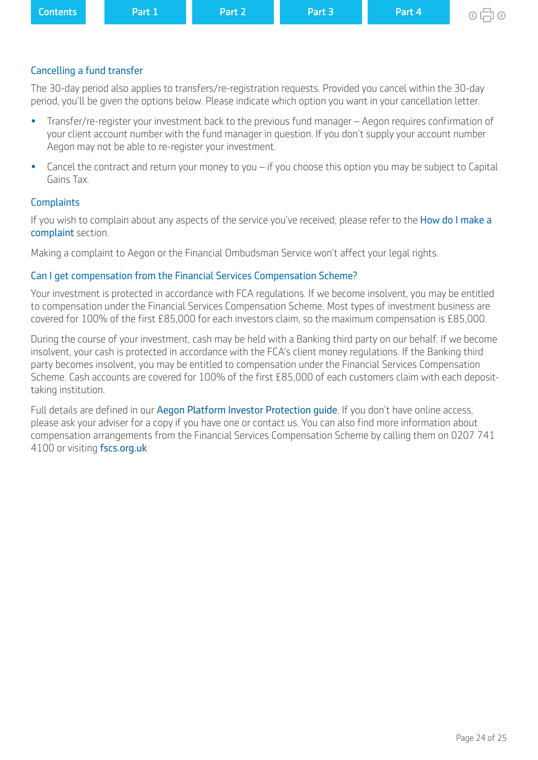### Cancelling a fund transfer

The 30-day period also applies to transfers/re-registration requests. Provided you cancel within the 30-day period, you'll be given the options below. Please indicate which option you want in your cancellation letter.

- Transfer/re-register your investment back to the previous fund manager – Aegon requires confirmation of your client account number with the fund manager in question. If you don't supply your account number Aegon may not be able to re-register your investment.
- Cancel the contract and return your money to you – if you choose this option you may be subject to Capital Gains Tax.

### Complaints

If you wish to complain about any aspects of the service you've received, please refer to the How do I make a complaint section.

Making a complaint to Aegon or the Financial Ombudsman Service won't affect your legal rights.

### Can I get compensation from the Financial Services Compensation Scheme?

Your investment is protected in accordance with FCA regulations. If we become insolvent, you may be entitled to compensation under the Financial Services Compensation Scheme. Most types of investment business are covered for 100% of the first £85,000 for each investors claim, so the maximum compensation is £85,000.

During the course of your investment, cash may be held with a Banking third party on our behalf. If we become insolvent, your cash is protected in accordance with the FCA's client money regulations. If the Banking third party becomes insolvent, you may be entitled to compensation under the Financial Services Compensation Scheme. Cash accounts are covered for 100% of the first £85,000 of each customers claim with each deposit-taking institution.

Full details are defined in our Aegon Platform Investor Protection guide. If you don't have online access, please ask your adviser for a copy if you have one or contact us. You can also find more information about compensation arrangements from the Financial Services Compensation Scheme by calling them on 0207 741 4100 or visiting fscs.org.uk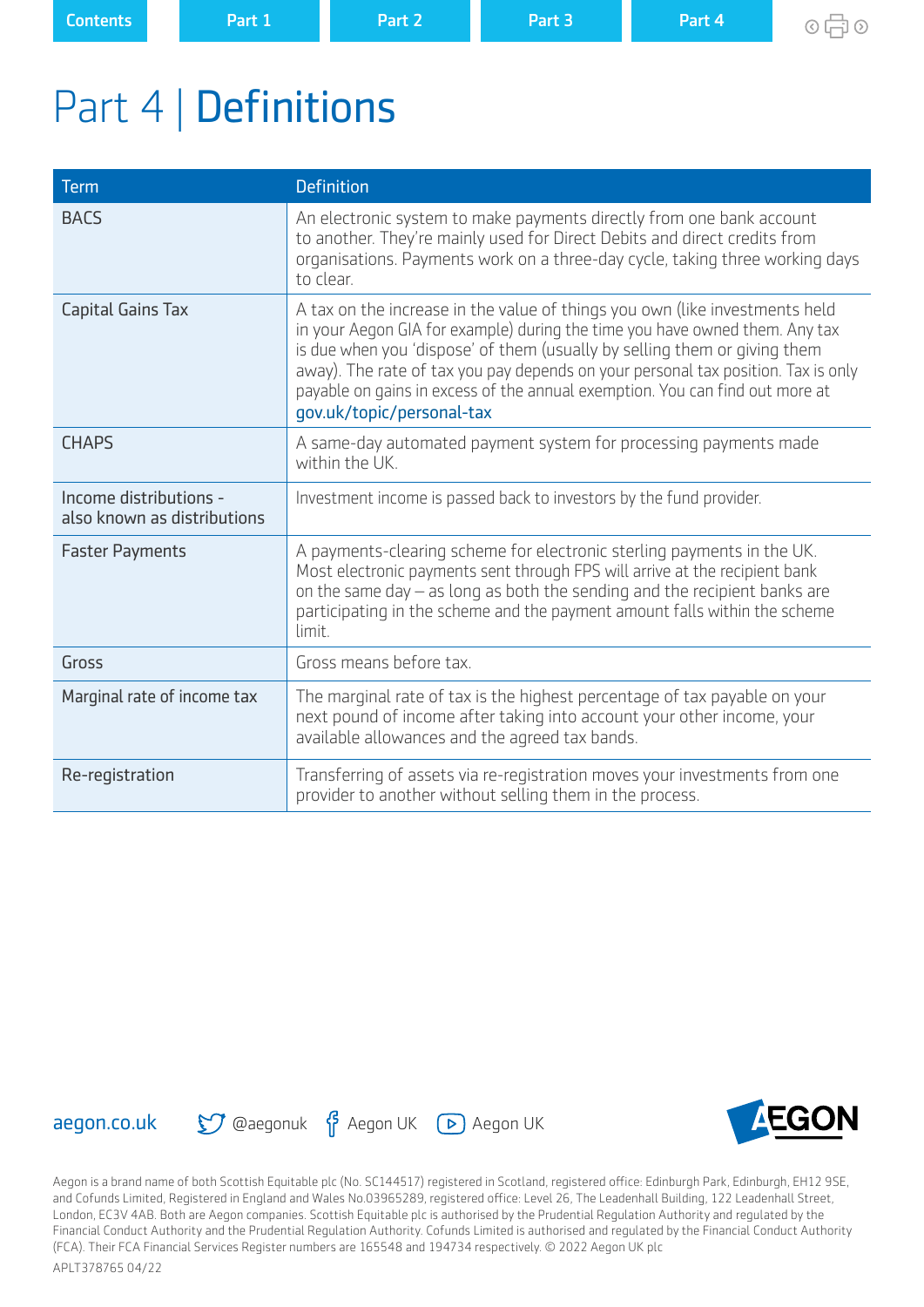# Part 4 | Definitions

| Term | Definition |
|---|---|
| BACS | An electronic system to make payments directly from one bank account to another. They're mainly used for Direct Debits and direct credits from organisations. Payments work on a three-day cycle, taking three working days to clear. |
| Capital Gains Tax | A tax on the increase in the value of things you own (like investments held in your Aegon GIA for example) during the time you have owned them. Any tax is due when you 'dispose' of them (usually by selling them or giving them away). The rate of tax you pay depends on your personal tax position. Tax is only payable on gains in excess of the annual exemption. You can find out more at gov.uk/topic/personal-tax |
| CHAPS | A same-day automated payment system for processing payments made within the UK. |
| Income distributions - also known as distributions | Investment income is passed back to investors by the fund provider. |
| Faster Payments | A payments-clearing scheme for electronic sterling payments in the UK. Most electronic payments sent through FPS will arrive at the recipient bank on the same day – as long as both the sending and the recipient banks are participating in the scheme and the payment amount falls within the scheme limit. |
| Gross | Gross means before tax. |
| Marginal rate of income tax | The marginal rate of tax is the highest percentage of tax payable on your next pound of income after taking into account your other income, your available allowances and the agreed tax bands. |
| Re-registration | Transferring of assets via re-registration moves your investments from one provider to another without selling them in the process. |

aegon.co.uk @aegonuk Aegon UK Aegon UK

Aegon is a brand name of both Scottish Equitable plc (No. SC144517) registered in Scotland, registered office: Edinburgh Park, Edinburgh, EH12 9SE, and Cofunds Limited, Registered in England and Wales No.03965289, registered office: Level 26, The Leadenhall Building, 122 Leadenhall Street, London, EC3V 4AB. Both are Aegon companies. Scottish Equitable plc is authorised by the Prudential Regulation Authority and regulated by the Financial Conduct Authority and the Prudential Regulation Authority. Cofunds Limited is authorised and regulated by the Financial Conduct Authority (FCA). Their FCA Financial Services Register numbers are 165548 and 194734 respectively. © 2022 Aegon UK plc

APLT378765 04/22